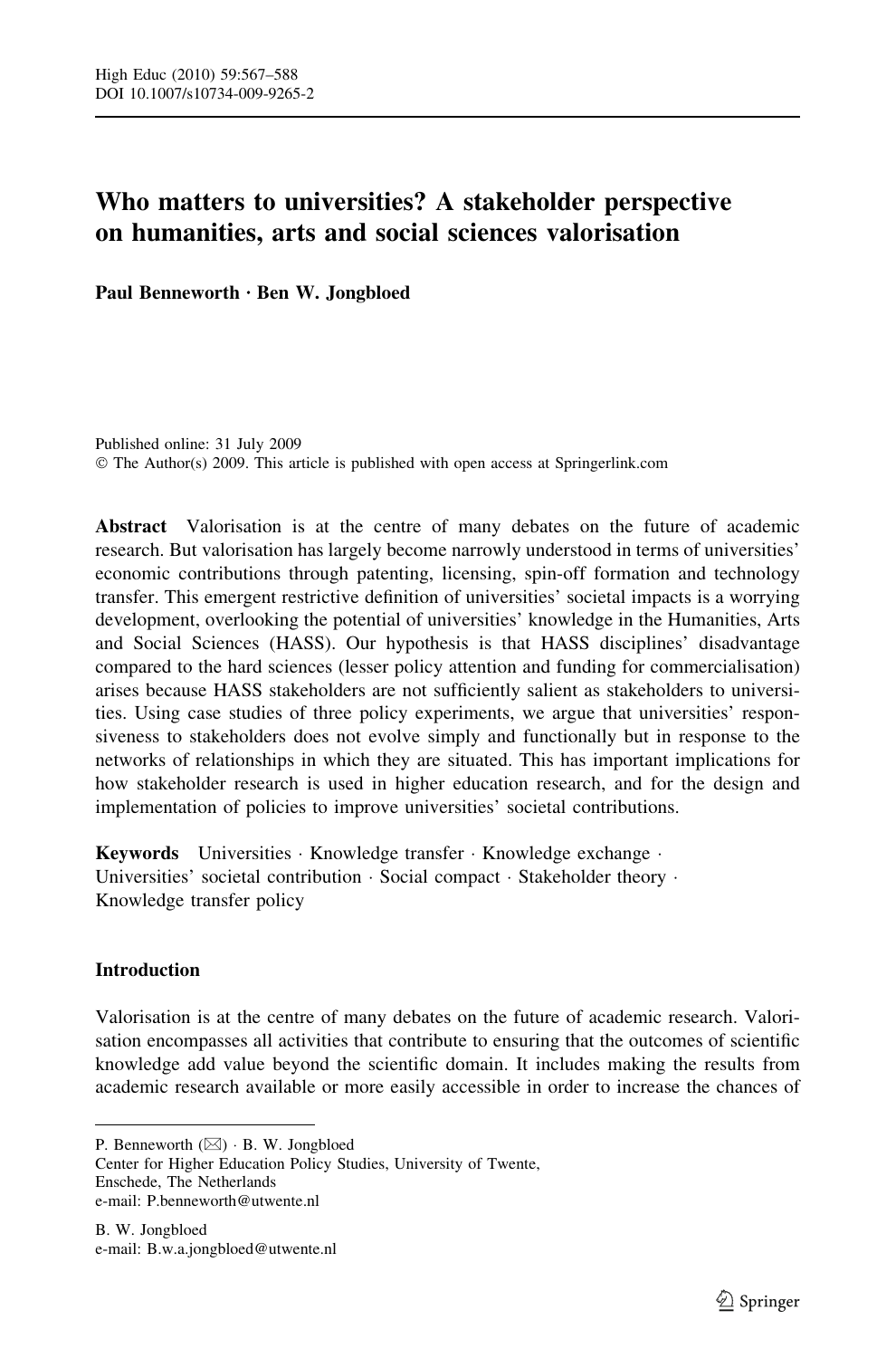# Who matters to universities? A stakeholder perspective on humanities, arts and social sciences valorisation

**Paul Benneworth · Ben W. Jongbloed**

Published online: 31 July 2009
© The Author(s) 2009. This article is published with open access at Springerlink.com

**Abstract** Valorisation is at the centre of many debates on the future of academic research. But valorisation has largely become narrowly understood in terms of universities' economic contributions through patenting, licensing, spin-off formation and technology transfer. This emergent restrictive definition of universities' societal impacts is a worrying development, overlooking the potential of universities' knowledge in the Humanities, Arts and Social Sciences (HASS). Our hypothesis is that HASS disciplines' disadvantage compared to the hard sciences (lesser policy attention and funding for commercialisation) arises because HASS stakeholders are not sufficiently salient as stakeholders to universities. Using case studies of three policy experiments, we argue that universities' responsiveness to stakeholders does not evolve simply and functionally but in response to the networks of relationships in which they are situated. This has important implications for how stakeholder research is used in higher education research, and for the design and implementation of policies to improve universities' societal contributions.

**Keywords** Universities · Knowledge transfer · Knowledge exchange · Universities' societal contribution · Social compact · Stakeholder theory · Knowledge transfer policy

## Introduction

Valorisation is at the centre of many debates on the future of academic research. Valorisation encompasses all activities that contribute to ensuring that the outcomes of scientific knowledge add value beyond the scientific domain. It includes making the results from academic research available or more easily accessible in order to increase the chances of

---

P. Benneworth (✉) · B. W. Jongbloed
Center for Higher Education Policy Studies, University of Twente,
Enschede, The Netherlands
e-mail: P.benneworth@utwente.nl

B. W. Jongbloed
e-mail: B.w.a.jongbloed@utwente.nl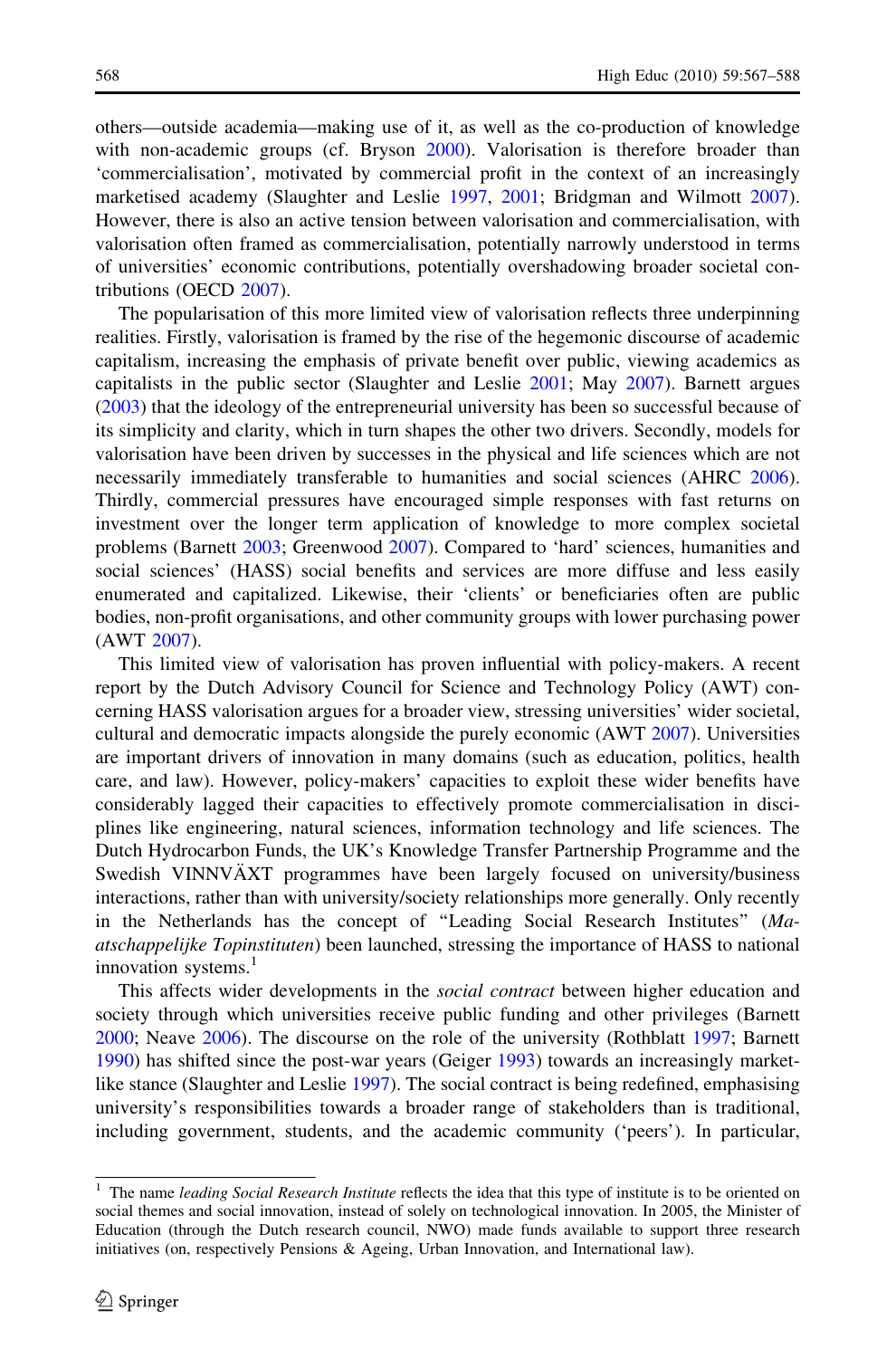others—outside academia—making use of it, as well as the co-production of knowledge with non-academic groups (cf. Bryson 2000). Valorisation is therefore broader than 'commercialisation', motivated by commercial profit in the context of an increasingly marketised academy (Slaughter and Leslie 1997, 2001; Bridgman and Wilmott 2007). However, there is also an active tension between valorisation and commercialisation, with valorisation often framed as commercialisation, potentially narrowly understood in terms of universities' economic contributions, potentially overshadowing broader societal contributions (OECD 2007).

The popularisation of this more limited view of valorisation reflects three underpinning realities. Firstly, valorisation is framed by the rise of the hegemonic discourse of academic capitalism, increasing the emphasis of private benefit over public, viewing academics as capitalists in the public sector (Slaughter and Leslie 2001; May 2007). Barnett argues (2003) that the ideology of the entrepreneurial university has been so successful because of its simplicity and clarity, which in turn shapes the other two drivers. Secondly, models for valorisation have been driven by successes in the physical and life sciences which are not necessarily immediately transferable to humanities and social sciences (AHRC 2006). Thirdly, commercial pressures have encouraged simple responses with fast returns on investment over the longer term application of knowledge to more complex societal problems (Barnett 2003; Greenwood 2007). Compared to 'hard' sciences, humanities and social sciences' (HASS) social benefits and services are more diffuse and less easily enumerated and capitalized. Likewise, their 'clients' or beneficiaries often are public bodies, non-profit organisations, and other community groups with lower purchasing power (AWT 2007).

This limited view of valorisation has proven influential with policy-makers. A recent report by the Dutch Advisory Council for Science and Technology Policy (AWT) concerning HASS valorisation argues for a broader view, stressing universities' wider societal, cultural and democratic impacts alongside the purely economic (AWT 2007). Universities are important drivers of innovation in many domains (such as education, politics, health care, and law). However, policy-makers' capacities to exploit these wider benefits have considerably lagged their capacities to effectively promote commercialisation in disciplines like engineering, natural sciences, information technology and life sciences. The Dutch Hydrocarbon Funds, the UK's Knowledge Transfer Partnership Programme and the Swedish VINNVÄXT programmes have been largely focused on university/business interactions, rather than with university/society relationships more generally. Only recently in the Netherlands has the concept of "Leading Social Research Institutes" (*Maatschappelijke Topinstituten*) been launched, stressing the importance of HASS to national innovation systems.[1]

This affects wider developments in the *social contract* between higher education and society through which universities receive public funding and other privileges (Barnett 2000; Neave 2006). The discourse on the role of the university (Rothblatt 1997; Barnett 1990) has shifted since the post-war years (Geiger 1993) towards an increasingly market-like stance (Slaughter and Leslie 1997). The social contract is being redefined, emphasising university's responsibilities towards a broader range of stakeholders than is traditional, including government, students, and the academic community ('peers'). In particular,

[1] The name *leading Social Research Institute* reflects the idea that this type of institute is to be oriented on social themes and social innovation, instead of solely on technological innovation. In 2005, the Minister of Education (through the Dutch research council, NWO) made funds available to support three research initiatives (on, respectively Pensions & Ageing, Urban Innovation, and International law).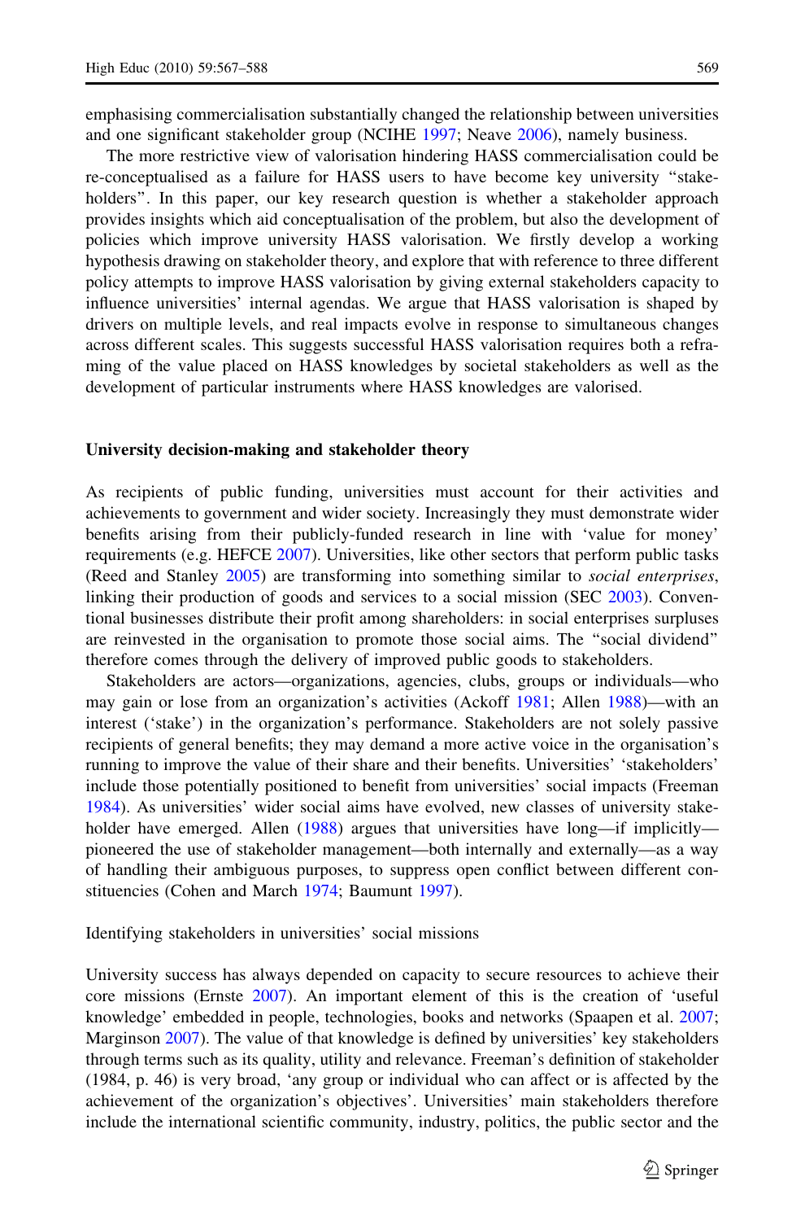emphasising commercialisation substantially changed the relationship between universities and one significant stakeholder group (NCIHE 1997; Neave 2006), namely business.

The more restrictive view of valorisation hindering HASS commercialisation could be re-conceptualised as a failure for HASS users to have become key university "stakeholders". In this paper, our key research question is whether a stakeholder approach provides insights which aid conceptualisation of the problem, but also the development of policies which improve university HASS valorisation. We firstly develop a working hypothesis drawing on stakeholder theory, and explore that with reference to three different policy attempts to improve HASS valorisation by giving external stakeholders capacity to influence universities' internal agendas. We argue that HASS valorisation is shaped by drivers on multiple levels, and real impacts evolve in response to simultaneous changes across different scales. This suggests successful HASS valorisation requires both a reframing of the value placed on HASS knowledges by societal stakeholders as well as the development of particular instruments where HASS knowledges are valorised.

## University decision-making and stakeholder theory

As recipients of public funding, universities must account for their activities and achievements to government and wider society. Increasingly they must demonstrate wider benefits arising from their publicly-funded research in line with 'value for money' requirements (e.g. HEFCE 2007). Universities, like other sectors that perform public tasks (Reed and Stanley 2005) are transforming into something similar to *social enterprises*, linking their production of goods and services to a social mission (SEC 2003). Conventional businesses distribute their profit among shareholders: in social enterprises surpluses are reinvested in the organisation to promote those social aims. The "social dividend" therefore comes through the delivery of improved public goods to stakeholders.

Stakeholders are actors—organizations, agencies, clubs, groups or individuals—who may gain or lose from an organization's activities (Ackoff 1981; Allen 1988)—with an interest ('stake') in the organization's performance. Stakeholders are not solely passive recipients of general benefits; they may demand a more active voice in the organisation's running to improve the value of their share and their benefits. Universities' 'stakeholders' include those potentially positioned to benefit from universities' social impacts (Freeman 1984). As universities' wider social aims have evolved, new classes of university stakeholder have emerged. Allen (1988) argues that universities have long—if implicitly—pioneered the use of stakeholder management—both internally and externally—as a way of handling their ambiguous purposes, to suppress open conflict between different constituencies (Cohen and March 1974; Baumunt 1997).

### Identifying stakeholders in universities' social missions

University success has always depended on capacity to secure resources to achieve their core missions (Ernste 2007). An important element of this is the creation of 'useful knowledge' embedded in people, technologies, books and networks (Spaapen et al. 2007; Marginson 2007). The value of that knowledge is defined by universities' key stakeholders through terms such as its quality, utility and relevance. Freeman's definition of stakeholder (1984, p. 46) is very broad, 'any group or individual who can affect or is affected by the achievement of the organization's objectives'. Universities' main stakeholders therefore include the international scientific community, industry, politics, the public sector and the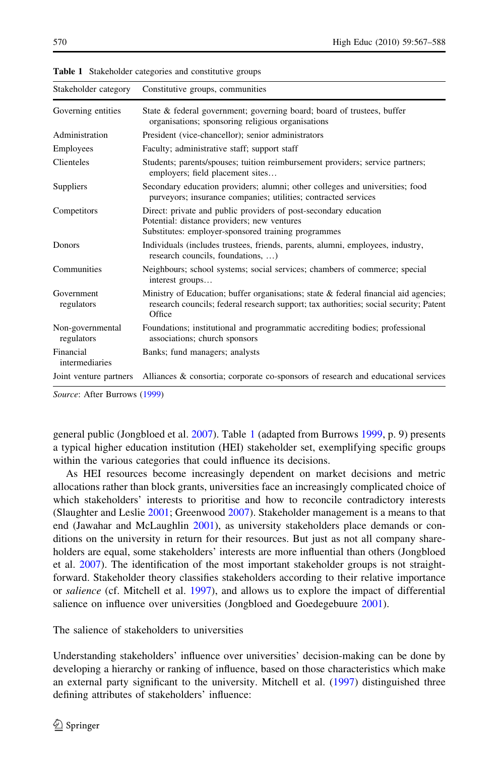**Table 1** Stakeholder categories and constitutive groups

| Stakeholder category | Constitutive groups, communities |
|---|---|
| Governing entities | State & federal government; governing board; board of trustees, buffer organisations; sponsoring religious organisations |
| Administration | President (vice-chancellor); senior administrators |
| Employees | Faculty; administrative staff; support staff |
| Clienteles | Students; parents/spouses; tuition reimbursement providers; service partners; employers; field placement sites… |
| Suppliers | Secondary education providers; alumni; other colleges and universities; food purveyors; insurance companies; utilities; contracted services |
| Competitors | Direct: private and public providers of post-secondary education<br>Potential: distance providers; new ventures<br>Substitutes: employer-sponsored training programmes |
| Donors | Individuals (includes trustees, friends, parents, alumni, employees, industry, research councils, foundations, …) |
| Communities | Neighbours; school systems; social services; chambers of commerce; special interest groups… |
| Government regulators | Ministry of Education; buffer organisations; state & federal financial aid agencies; research councils; federal research support; tax authorities; social security; Patent Office |
| Non-governmental regulators | Foundations; institutional and programmatic accrediting bodies; professional associations; church sponsors |
| Financial intermediaries | Banks; fund managers; analysts |
| Joint venture partners | Alliances & consortia; corporate co-sponsors of research and educational services |

*Source*: After Burrows (1999)

general public (Jongbloed et al. 2007). Table 1 (adapted from Burrows 1999, p. 9) presents a typical higher education institution (HEI) stakeholder set, exemplifying specific groups within the various categories that could influence its decisions.

As HEI resources become increasingly dependent on market decisions and metric allocations rather than block grants, universities face an increasingly complicated choice of which stakeholders' interests to prioritise and how to reconcile contradictory interests (Slaughter and Leslie 2001; Greenwood 2007). Stakeholder management is a means to that end (Jawahar and McLaughlin 2001), as university stakeholders place demands or conditions on the university in return for their resources. But just as not all company shareholders are equal, some stakeholders' interests are more influential than others (Jongbloed et al. 2007). The identification of the most important stakeholder groups is not straightforward. Stakeholder theory classifies stakeholders according to their relative importance or *salience* (cf. Mitchell et al. 1997), and allows us to explore the impact of differential salience on influence over universities (Jongbloed and Goedegebuure 2001).

## The salience of stakeholders to universities

Understanding stakeholders' influence over universities' decision-making can be done by developing a hierarchy or ranking of influence, based on those characteristics which make an external party significant to the university. Mitchell et al. (1997) distinguished three defining attributes of stakeholders' influence: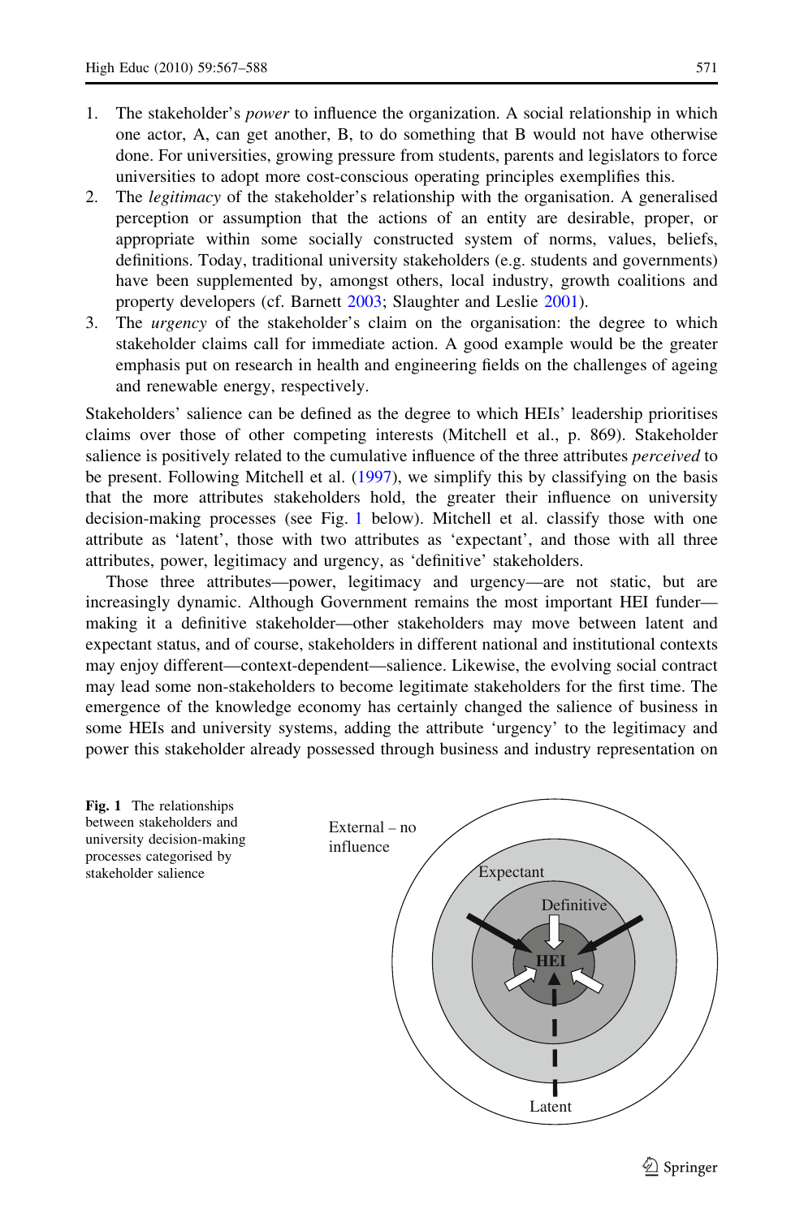1. The stakeholder's *power* to influence the organization. A social relationship in which one actor, A, can get another, B, to do something that B would not have otherwise done. For universities, growing pressure from students, parents and legislators to force universities to adopt more cost-conscious operating principles exemplifies this.
2. The *legitimacy* of the stakeholder's relationship with the organisation. A generalised perception or assumption that the actions of an entity are desirable, proper, or appropriate within some socially constructed system of norms, values, beliefs, definitions. Today, traditional university stakeholders (e.g. students and governments) have been supplemented by, amongst others, local industry, growth coalitions and property developers (cf. Barnett 2003; Slaughter and Leslie 2001).
3. The *urgency* of the stakeholder's claim on the organisation: the degree to which stakeholder claims call for immediate action. A good example would be the greater emphasis put on research in health and engineering fields on the challenges of ageing and renewable energy, respectively.

Stakeholders' salience can be defined as the degree to which HEIs' leadership prioritises claims over those of other competing interests (Mitchell et al., p. 869). Stakeholder salience is positively related to the cumulative influence of the three attributes *perceived* to be present. Following Mitchell et al. (1997), we simplify this by classifying on the basis that the more attributes stakeholders hold, the greater their influence on university decision-making processes (see Fig. 1 below). Mitchell et al. classify those with one attribute as 'latent', those with two attributes as 'expectant', and those with all three attributes, power, legitimacy and urgency, as 'definitive' stakeholders.

Those three attributes—power, legitimacy and urgency—are not static, but are increasingly dynamic. Although Government remains the most important HEI funder—making it a definitive stakeholder—other stakeholders may move between latent and expectant status, and of course, stakeholders in different national and institutional contexts may enjoy different—context-dependent—salience. Likewise, the evolving social contract may lead some non-stakeholders to become legitimate stakeholders for the first time. The emergence of the knowledge economy has certainly changed the salience of business in some HEIs and university systems, adding the attribute 'urgency' to the legitimacy and power this stakeholder already possessed through business and industry representation on

External – no influence

Expectant

Definitive

HEI

Latent

**Fig. 1** The relationships between stakeholders and university decision-making processes categorised by stakeholder salience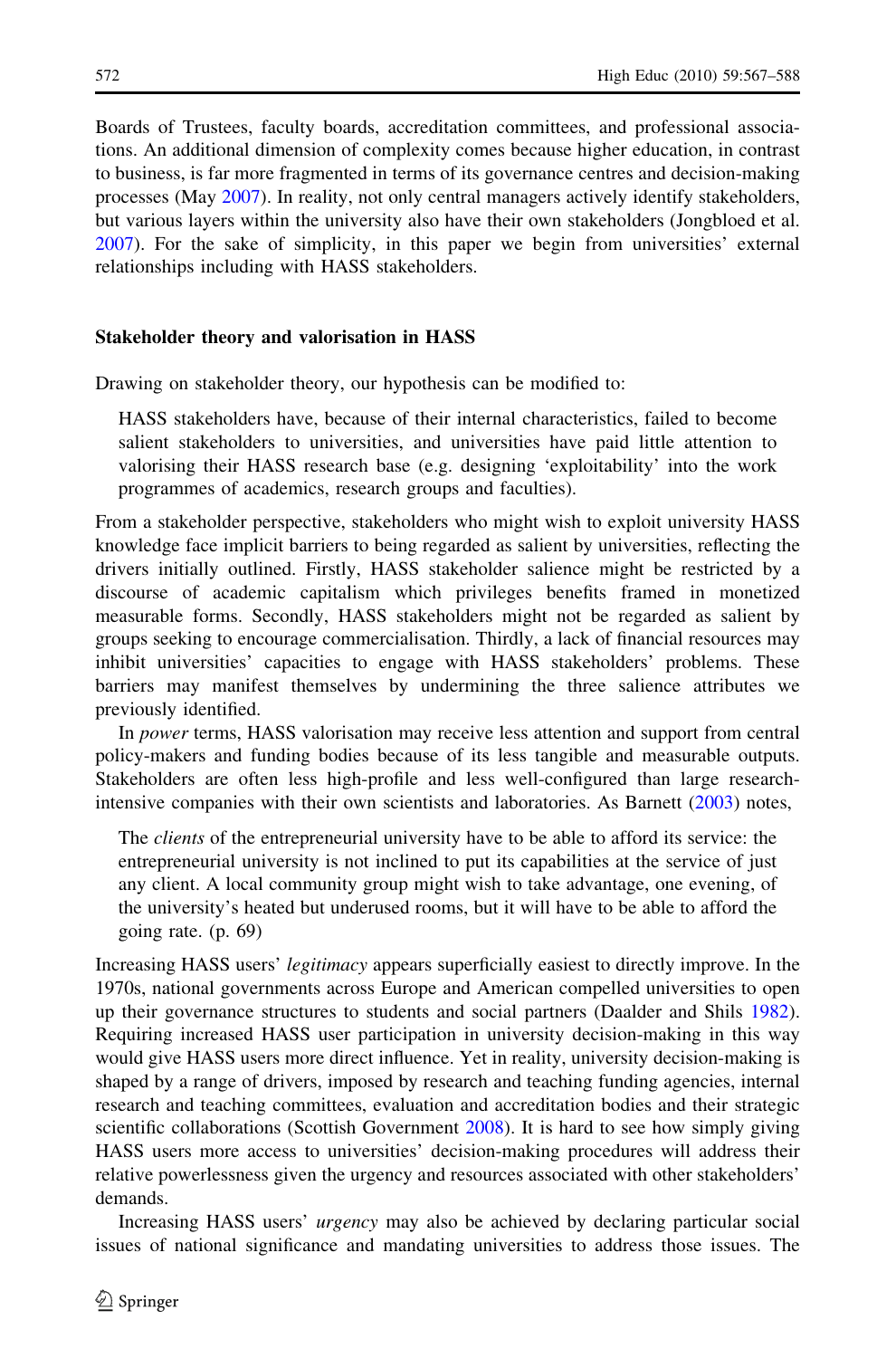Boards of Trustees, faculty boards, accreditation committees, and professional associations. An additional dimension of complexity comes because higher education, in contrast to business, is far more fragmented in terms of its governance centres and decision-making processes (May 2007). In reality, not only central managers actively identify stakeholders, but various layers within the university also have their own stakeholders (Jongbloed et al. 2007). For the sake of simplicity, in this paper we begin from universities' external relationships including with HASS stakeholders.

### Stakeholder theory and valorisation in HASS

Drawing on stakeholder theory, our hypothesis can be modified to:

> HASS stakeholders have, because of their internal characteristics, failed to become salient stakeholders to universities, and universities have paid little attention to valorising their HASS research base (e.g. designing 'exploitability' into the work programmes of academics, research groups and faculties).

From a stakeholder perspective, stakeholders who might wish to exploit university HASS knowledge face implicit barriers to being regarded as salient by universities, reflecting the drivers initially outlined. Firstly, HASS stakeholder salience might be restricted by a discourse of academic capitalism which privileges benefits framed in monetized measurable forms. Secondly, HASS stakeholders might not be regarded as salient by groups seeking to encourage commercialisation. Thirdly, a lack of financial resources may inhibit universities' capacities to engage with HASS stakeholders' problems. These barriers may manifest themselves by undermining the three salience attributes we previously identified.

In *power* terms, HASS valorisation may receive less attention and support from central policy-makers and funding bodies because of its less tangible and measurable outputs. Stakeholders are often less high-profile and less well-configured than large research-intensive companies with their own scientists and laboratories. As Barnett (2003) notes,

> The *clients* of the entrepreneurial university have to be able to afford its service: the entrepreneurial university is not inclined to put its capabilities at the service of just any client. A local community group might wish to take advantage, one evening, of the university's heated but underused rooms, but it will have to be able to afford the going rate. (p. 69)

Increasing HASS users' *legitimacy* appears superficially easiest to directly improve. In the 1970s, national governments across Europe and American compelled universities to open up their governance structures to students and social partners (Daalder and Shils 1982). Requiring increased HASS user participation in university decision-making in this way would give HASS users more direct influence. Yet in reality, university decision-making is shaped by a range of drivers, imposed by research and teaching funding agencies, internal research and teaching committees, evaluation and accreditation bodies and their strategic scientific collaborations (Scottish Government 2008). It is hard to see how simply giving HASS users more access to universities' decision-making procedures will address their relative powerlessness given the urgency and resources associated with other stakeholders' demands.

Increasing HASS users' *urgency* may also be achieved by declaring particular social issues of national significance and mandating universities to address those issues. The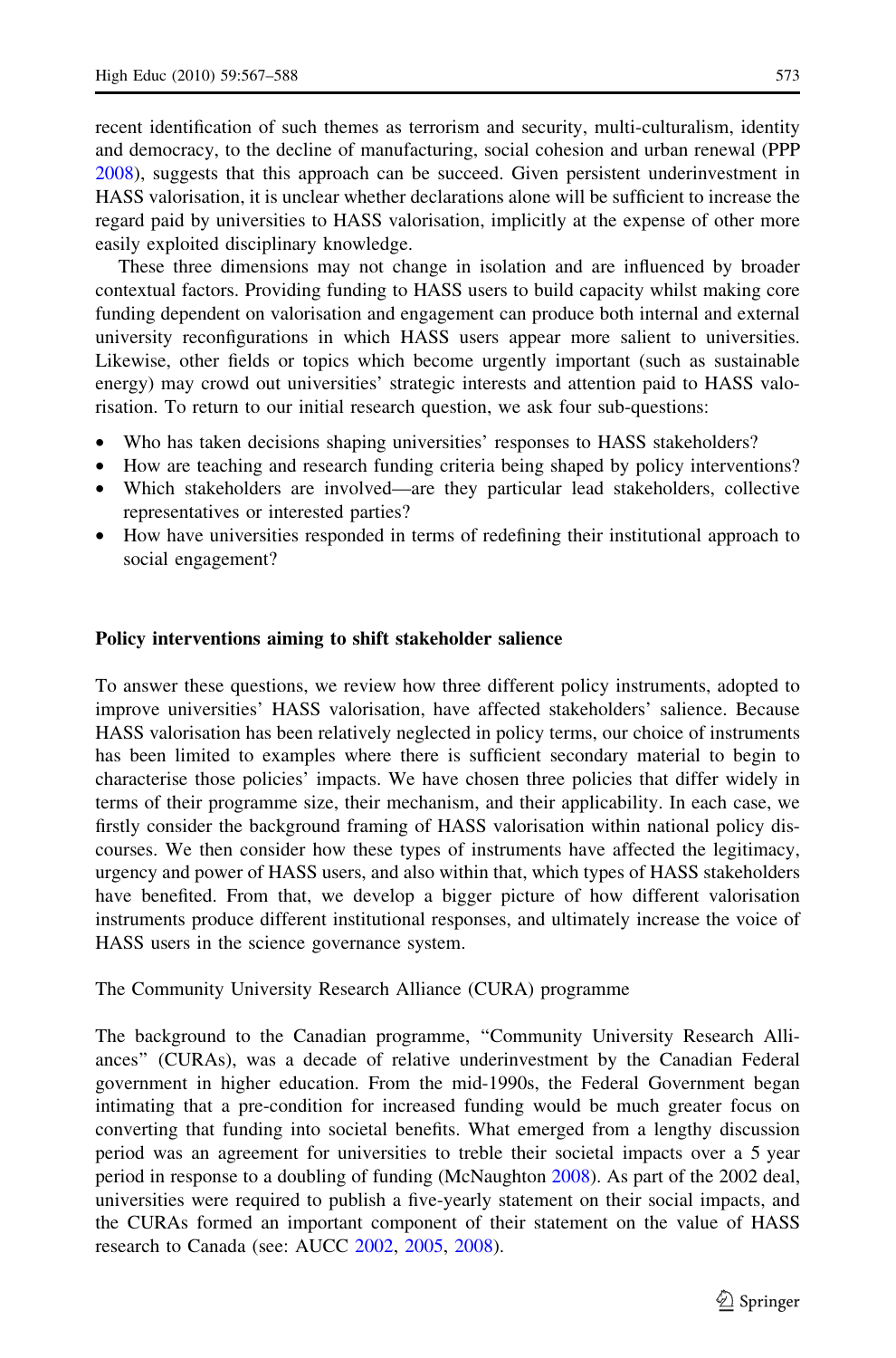recent identification of such themes as terrorism and security, multi-culturalism, identity and democracy, to the decline of manufacturing, social cohesion and urban renewal (PPP 2008), suggests that this approach can be succeed. Given persistent underinvestment in HASS valorisation, it is unclear whether declarations alone will be sufficient to increase the regard paid by universities to HASS valorisation, implicitly at the expense of other more easily exploited disciplinary knowledge.

These three dimensions may not change in isolation and are influenced by broader contextual factors. Providing funding to HASS users to build capacity whilst making core funding dependent on valorisation and engagement can produce both internal and external university reconfigurations in which HASS users appear more salient to universities. Likewise, other fields or topics which become urgently important (such as sustainable energy) may crowd out universities' strategic interests and attention paid to HASS valorisation. To return to our initial research question, we ask four sub-questions:

- Who has taken decisions shaping universities' responses to HASS stakeholders?
- How are teaching and research funding criteria being shaped by policy interventions?
- Which stakeholders are involved—are they particular lead stakeholders, collective representatives or interested parties?
- How have universities responded in terms of redefining their institutional approach to social engagement?

## Policy interventions aiming to shift stakeholder salience

To answer these questions, we review how three different policy instruments, adopted to improve universities' HASS valorisation, have affected stakeholders' salience. Because HASS valorisation has been relatively neglected in policy terms, our choice of instruments has been limited to examples where there is sufficient secondary material to begin to characterise those policies' impacts. We have chosen three policies that differ widely in terms of their programme size, their mechanism, and their applicability. In each case, we firstly consider the background framing of HASS valorisation within national policy discourses. We then consider how these types of instruments have affected the legitimacy, urgency and power of HASS users, and also within that, which types of HASS stakeholders have benefited. From that, we develop a bigger picture of how different valorisation instruments produce different institutional responses, and ultimately increase the voice of HASS users in the science governance system.

### The Community University Research Alliance (CURA) programme

The background to the Canadian programme, "Community University Research Alliances" (CURAs), was a decade of relative underinvestment by the Canadian Federal government in higher education. From the mid-1990s, the Federal Government began intimating that a pre-condition for increased funding would be much greater focus on converting that funding into societal benefits. What emerged from a lengthy discussion period was an agreement for universities to treble their societal impacts over a 5 year period in response to a doubling of funding (McNaughton 2008). As part of the 2002 deal, universities were required to publish a five-yearly statement on their social impacts, and the CURAs formed an important component of their statement on the value of HASS research to Canada (see: AUCC 2002, 2005, 2008).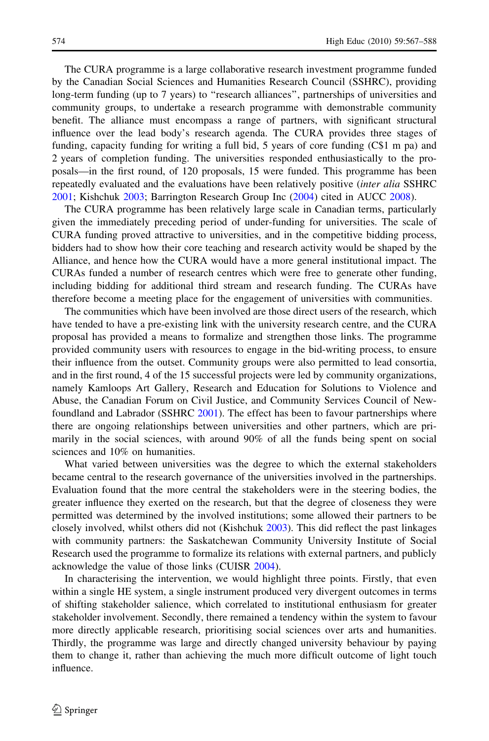The CURA programme is a large collaborative research investment programme funded by the Canadian Social Sciences and Humanities Research Council (SSHRC), providing long-term funding (up to 7 years) to "research alliances", partnerships of universities and community groups, to undertake a research programme with demonstrable community benefit. The alliance must encompass a range of partners, with significant structural influence over the lead body's research agenda. The CURA provides three stages of funding, capacity funding for writing a full bid, 5 years of core funding (C$1 m pa) and 2 years of completion funding. The universities responded enthusiastically to the proposals—in the first round, of 120 proposals, 15 were funded. This programme has been repeatedly evaluated and the evaluations have been relatively positive (*inter alia* SSHRC 2001; Kishchuk 2003; Barrington Research Group Inc (2004) cited in AUCC 2008).

The CURA programme has been relatively large scale in Canadian terms, particularly given the immediately preceding period of under-funding for universities. The scale of CURA funding proved attractive to universities, and in the competitive bidding process, bidders had to show how their core teaching and research activity would be shaped by the Alliance, and hence how the CURA would have a more general institutional impact. The CURAs funded a number of research centres which were free to generate other funding, including bidding for additional third stream and research funding. The CURAs have therefore become a meeting place for the engagement of universities with communities.

The communities which have been involved are those direct users of the research, which have tended to have a pre-existing link with the university research centre, and the CURA proposal has provided a means to formalize and strengthen those links. The programme provided community users with resources to engage in the bid-writing process, to ensure their influence from the outset. Community groups were also permitted to lead consortia, and in the first round, 4 of the 15 successful projects were led by community organizations, namely Kamloops Art Gallery, Research and Education for Solutions to Violence and Abuse, the Canadian Forum on Civil Justice, and Community Services Council of Newfoundland and Labrador (SSHRC 2001). The effect has been to favour partnerships where there are ongoing relationships between universities and other partners, which are primarily in the social sciences, with around 90% of all the funds being spent on social sciences and 10% on humanities.

What varied between universities was the degree to which the external stakeholders became central to the research governance of the universities involved in the partnerships. Evaluation found that the more central the stakeholders were in the steering bodies, the greater influence they exerted on the research, but that the degree of closeness they were permitted was determined by the involved institutions; some allowed their partners to be closely involved, whilst others did not (Kishchuk 2003). This did reflect the past linkages with community partners: the Saskatchewan Community University Institute of Social Research used the programme to formalize its relations with external partners, and publicly acknowledge the value of those links (CUISR 2004).

In characterising the intervention, we would highlight three points. Firstly, that even within a single HE system, a single instrument produced very divergent outcomes in terms of shifting stakeholder salience, which correlated to institutional enthusiasm for greater stakeholder involvement. Secondly, there remained a tendency within the system to favour more directly applicable research, prioritising social sciences over arts and humanities. Thirdly, the programme was large and directly changed university behaviour by paying them to change it, rather than achieving the much more difficult outcome of light touch influence.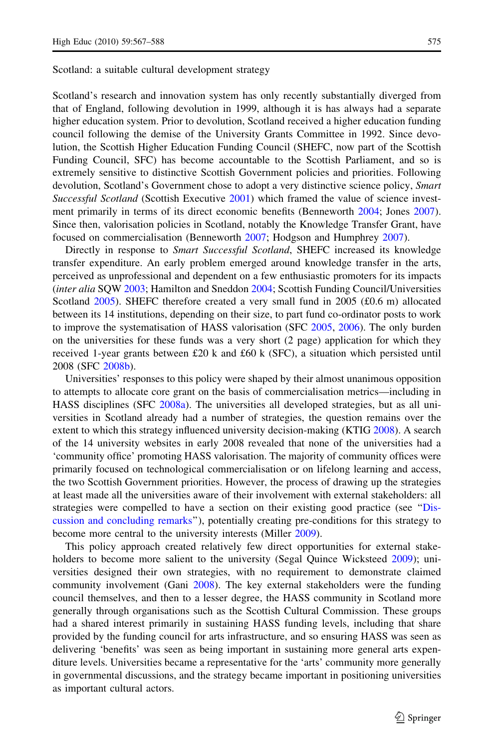### Scotland: a suitable cultural development strategy

Scotland's research and innovation system has only recently substantially diverged from that of England, following devolution in 1999, although it is has always had a separate higher education system. Prior to devolution, Scotland received a higher education funding council following the demise of the University Grants Committee in 1992. Since devolution, the Scottish Higher Education Funding Council (SHEFC, now part of the Scottish Funding Council, SFC) has become accountable to the Scottish Parliament, and so is extremely sensitive to distinctive Scottish Government policies and priorities. Following devolution, Scotland's Government chose to adopt a very distinctive science policy, *Smart Successful Scotland* (Scottish Executive 2001) which framed the value of science investment primarily in terms of its direct economic benefits (Benneworth 2004; Jones 2007). Since then, valorisation policies in Scotland, notably the Knowledge Transfer Grant, have focused on commercialisation (Benneworth 2007; Hodgson and Humphrey 2007).

Directly in response to *Smart Successful Scotland*, SHEFC increased its knowledge transfer expenditure. An early problem emerged around knowledge transfer in the arts, perceived as unprofessional and dependent on a few enthusiastic promoters for its impacts (*inter alia* SQW 2003; Hamilton and Sneddon 2004; Scottish Funding Council/Universities Scotland 2005). SHEFC therefore created a very small fund in 2005 (£0.6 m) allocated between its 14 institutions, depending on their size, to part fund co-ordinator posts to work to improve the systematisation of HASS valorisation (SFC 2005, 2006). The only burden on the universities for these funds was a very short (2 page) application for which they received 1-year grants between £20 k and £60 k (SFC), a situation which persisted until 2008 (SFC 2008b).

Universities' responses to this policy were shaped by their almost unanimous opposition to attempts to allocate core grant on the basis of commercialisation metrics—including in HASS disciplines (SFC 2008a). The universities all developed strategies, but as all universities in Scotland already had a number of strategies, the question remains over the extent to which this strategy influenced university decision-making (KTIG 2008). A search of the 14 university websites in early 2008 revealed that none of the universities had a 'community office' promoting HASS valorisation. The majority of community offices were primarily focused on technological commercialisation or on lifelong learning and access, the two Scottish Government priorities. However, the process of drawing up the strategies at least made all the universities aware of their involvement with external stakeholders: all strategies were compelled to have a section on their existing good practice (see "Discussion and concluding remarks"), potentially creating pre-conditions for this strategy to become more central to the university interests (Miller 2009).

This policy approach created relatively few direct opportunities for external stakeholders to become more salient to the university (Segal Quince Wicksteed 2009); universities designed their own strategies, with no requirement to demonstrate claimed community involvement (Gani 2008). The key external stakeholders were the funding council themselves, and then to a lesser degree, the HASS community in Scotland more generally through organisations such as the Scottish Cultural Commission. These groups had a shared interest primarily in sustaining HASS funding levels, including that share provided by the funding council for arts infrastructure, and so ensuring HASS was seen as delivering 'benefits' was seen as being important in sustaining more general arts expenditure levels. Universities became a representative for the 'arts' community more generally in governmental discussions, and the strategy became important in positioning universities as important cultural actors.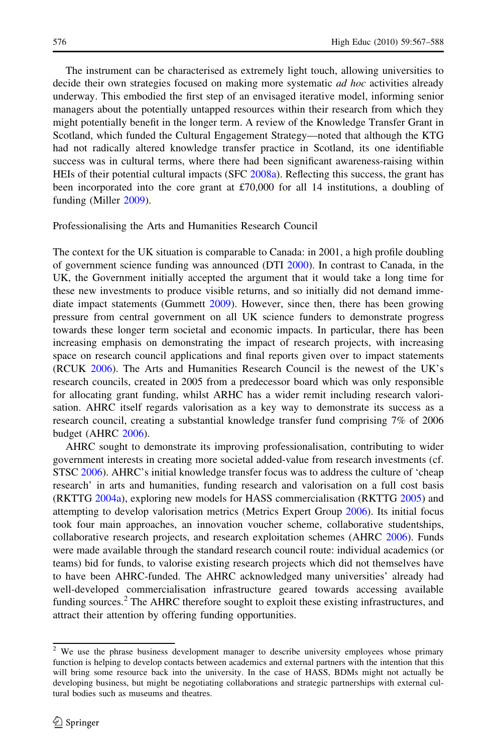The instrument can be characterised as extremely light touch, allowing universities to decide their own strategies focused on making more systematic *ad hoc* activities already underway. This embodied the first step of an envisaged iterative model, informing senior managers about the potentially untapped resources within their research from which they might potentially benefit in the longer term. A review of the Knowledge Transfer Grant in Scotland, which funded the Cultural Engagement Strategy—noted that although the KTG had not radically altered knowledge transfer practice in Scotland, its one identifiable success was in cultural terms, where there had been significant awareness-raising within HEIs of their potential cultural impacts (SFC 2008a). Reflecting this success, the grant has been incorporated into the core grant at £70,000 for all 14 institutions, a doubling of funding (Miller 2009).

## Professionalising the Arts and Humanities Research Council

The context for the UK situation is comparable to Canada: in 2001, a high profile doubling of government science funding was announced (DTI 2000). In contrast to Canada, in the UK, the Government initially accepted the argument that it would take a long time for these new investments to produce visible returns, and so initially did not demand immediate impact statements (Gummett 2009). However, since then, there has been growing pressure from central government on all UK science funders to demonstrate progress towards these longer term societal and economic impacts. In particular, there has been increasing emphasis on demonstrating the impact of research projects, with increasing space on research council applications and final reports given over to impact statements (RCUK 2006). The Arts and Humanities Research Council is the newest of the UK's research councils, created in 2005 from a predecessor board which was only responsible for allocating grant funding, whilst ARHC has a wider remit including research valorisation. AHRC itself regards valorisation as a key way to demonstrate its success as a research council, creating a substantial knowledge transfer fund comprising 7% of 2006 budget (AHRC 2006).

AHRC sought to demonstrate its improving professionalisation, contributing to wider government interests in creating more societal added-value from research investments (cf. STSC 2006). AHRC's initial knowledge transfer focus was to address the culture of 'cheap research' in arts and humanities, funding research and valorisation on a full cost basis (RKTTG 2004a), exploring new models for HASS commercialisation (RKTTG 2005) and attempting to develop valorisation metrics (Metrics Expert Group 2006). Its initial focus took four main approaches, an innovation voucher scheme, collaborative studentships, collaborative research projects, and research exploitation schemes (AHRC 2006). Funds were made available through the standard research council route: individual academics (or teams) bid for funds, to valorise existing research projects which did not themselves have to have been AHRC-funded. The AHRC acknowledged many universities' already had well-developed commercialisation infrastructure geared towards accessing available funding sources.[2] The AHRC therefore sought to exploit these existing infrastructures, and attract their attention by offering funding opportunities.

[2] We use the phrase business development manager to describe university employees whose primary function is helping to develop contacts between academics and external partners with the intention that this will bring some resource back into the university. In the case of HASS, BDMs might not actually be developing business, but might be negotiating collaborations and strategic partnerships with external cultural bodies such as museums and theatres.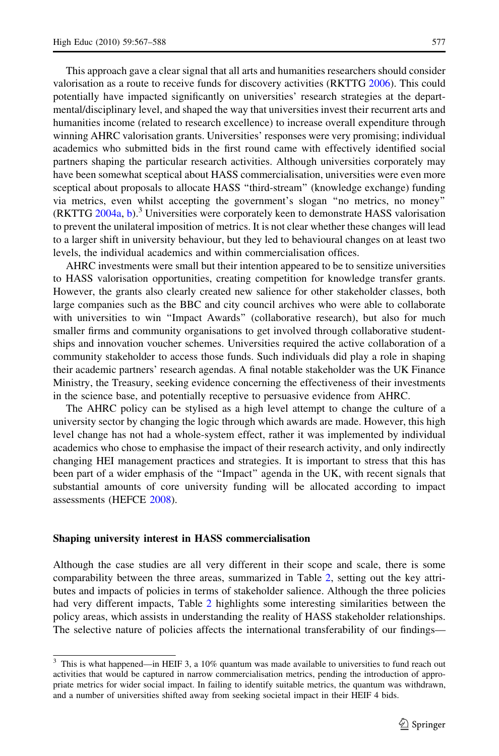This approach gave a clear signal that all arts and humanities researchers should consider valorisation as a route to receive funds for discovery activities (RKTTG 2006). This could potentially have impacted significantly on universities' research strategies at the departmental/disciplinary level, and shaped the way that universities invest their recurrent arts and humanities income (related to research excellence) to increase overall expenditure through winning AHRC valorisation grants. Universities' responses were very promising; individual academics who submitted bids in the first round came with effectively identified social partners shaping the particular research activities. Although universities corporately may have been somewhat sceptical about HASS commercialisation, universities were even more sceptical about proposals to allocate HASS "third-stream" (knowledge exchange) funding via metrics, even whilst accepting the government's slogan "no metrics, no money" (RKTTG 2004a, b).[3] Universities were corporately keen to demonstrate HASS valorisation to prevent the unilateral imposition of metrics. It is not clear whether these changes will lead to a larger shift in university behaviour, but they led to behavioural changes on at least two levels, the individual academics and within commercialisation offices.

AHRC investments were small but their intention appeared to be to sensitize universities to HASS valorisation opportunities, creating competition for knowledge transfer grants. However, the grants also clearly created new salience for other stakeholder classes, both large companies such as the BBC and city council archives who were able to collaborate with universities to win "Impact Awards" (collaborative research), but also for much smaller firms and community organisations to get involved through collaborative studentships and innovation voucher schemes. Universities required the active collaboration of a community stakeholder to access those funds. Such individuals did play a role in shaping their academic partners' research agendas. A final notable stakeholder was the UK Finance Ministry, the Treasury, seeking evidence concerning the effectiveness of their investments in the science base, and potentially receptive to persuasive evidence from AHRC.

The AHRC policy can be stylised as a high level attempt to change the culture of a university sector by changing the logic through which awards are made. However, this high level change has not had a whole-system effect, rather it was implemented by individual academics who chose to emphasise the impact of their research activity, and only indirectly changing HEI management practices and strategies. It is important to stress that this has been part of a wider emphasis of the "Impact" agenda in the UK, with recent signals that substantial amounts of core university funding will be allocated according to impact assessments (HEFCE 2008).

## Shaping university interest in HASS commercialisation

Although the case studies are all very different in their scope and scale, there is some comparability between the three areas, summarized in Table 2, setting out the key attributes and impacts of policies in terms of stakeholder salience. Although the three policies had very different impacts, Table 2 highlights some interesting similarities between the policy areas, which assists in understanding the reality of HASS stakeholder relationships. The selective nature of policies affects the international transferability of our findings—

[3] This is what happened—in HEIF 3, a 10% quantum was made available to universities to fund reach out activities that would be captured in narrow commercialisation metrics, pending the introduction of appropriate metrics for wider social impact. In failing to identify suitable metrics, the quantum was withdrawn, and a number of universities shifted away from seeking societal impact in their HEIF 4 bids.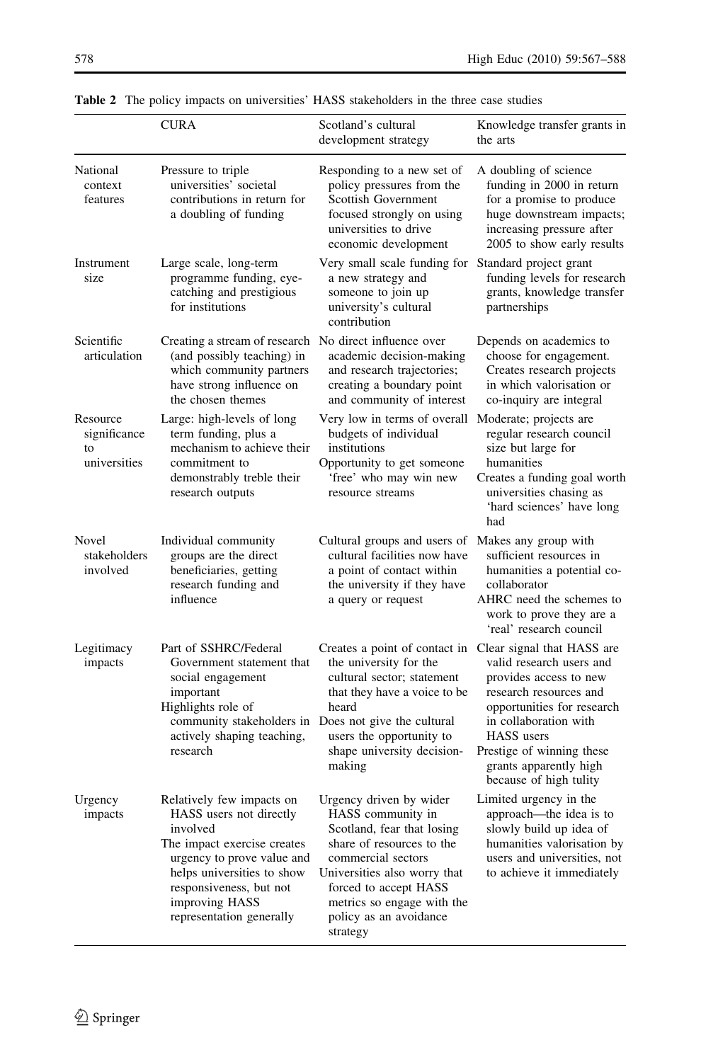**Table 2** The policy impacts on universities' HASS stakeholders in the three case studies

| | CURA | Scotland's cultural development strategy | Knowledge transfer grants in the arts |
|---|---|---|---|
| National context features | Pressure to triple universities' societal contributions in return for a doubling of funding | Responding to a new set of policy pressures from the Scottish Government focused strongly on using universities to drive economic development | A doubling of science funding in 2000 in return for a promise to produce huge downstream impacts; increasing pressure after 2005 to show early results |
| Instrument size | Large scale, long-term programme funding, eye-catching and prestigious for institutions | Very small scale funding for a new strategy and someone to join up university's cultural contribution | Standard project grant funding levels for research grants, knowledge transfer partnerships |
| Scientific articulation | Creating a stream of research (and possibly teaching) in which community partners have strong influence on the chosen themes | No direct influence over academic decision-making and research trajectories; creating a boundary point and community of interest | Depends on academics to choose for engagement. Creates research projects in which valorisation or co-inquiry are integral |
| Resource significance to universities | Large: high-levels of long term funding, plus a mechanism to achieve their commitment to demonstrably treble their research outputs | Very low in terms of overall budgets of individual institutions<br>Opportunity to get someone 'free' who may win new resource streams | Moderate; projects are regular research council size but large for humanities<br>Creates a funding goal worth universities chasing as 'hard sciences' have long had |
| Novel stakeholders involved | Individual community groups are the direct beneficiaries, getting research funding and influence | Cultural groups and users of cultural facilities now have a point of contact within the university if they have a query or request | Makes any group with sufficient resources in humanities a potential co-collaborator<br>AHRC need the schemes to work to prove they are a 'real' research council |
| Legitimacy impacts | Part of SSHRC/Federal Government statement that social engagement important<br>Highlights role of community stakeholders in actively shaping teaching, research | Creates a point of contact in the university for the cultural sector; statement that they have a voice to be heard<br>Does not give the cultural users the opportunity to shape university decision-making | Clear signal that HASS are valid research users and provides access to new research resources and opportunities for research in collaboration with HASS users<br>Prestige of winning these grants apparently high because of high tulity |
| Urgency impacts | Relatively few impacts on HASS users not directly involved<br>The impact exercise creates urgency to prove value and helps universities to show responsiveness, but not improving HASS representation generally | Urgency driven by wider HASS community in Scotland, fear that losing share of resources to the commercial sectors<br>Universities also worry that forced to accept HASS metrics so engage with the policy as an avoidance strategy | Limited urgency in the approach—the idea is to slowly build up idea of humanities valorisation by users and universities, not to achieve it immediately |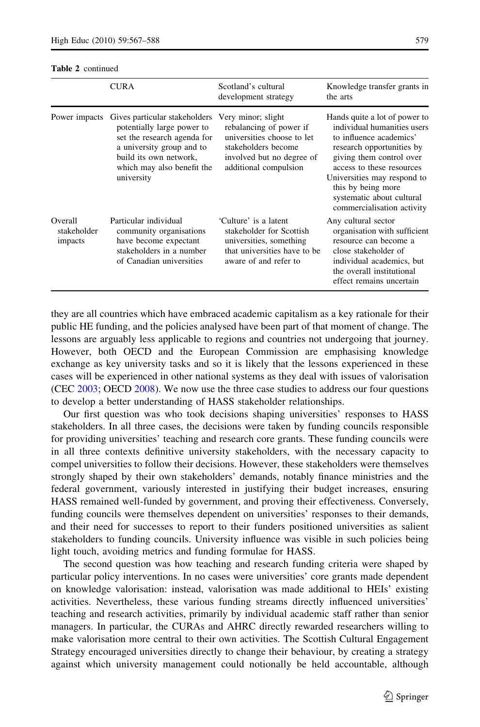**Table 2** continued

| | CURA | Scotland's cultural development strategy | Knowledge transfer grants in the arts |
|---|---|---|---|
| Power impacts | Gives particular stakeholders potentially large power to set the research agenda for a university group and to build its own network, which may also benefit the university | Very minor; slight rebalancing of power if universities choose to let stakeholders become involved but no degree of additional compulsion | Hands quite a lot of power to individual humanities users to influence academics' research opportunities by giving them control over access to these resources<br>Universities may respond to this by being more systematic about cultural commercialisation activity |
| Overall stakeholder impacts | Particular individual community organisations have become expectant stakeholders in a number of Canadian universities | 'Culture' is a latent stakeholder for Scottish universities, something that universities have to be aware of and refer to | Any cultural sector organisation with sufficient resource can become a close stakeholder of individual academics, but the overall institutional effect remains uncertain |

they are all countries which have embraced academic capitalism as a key rationale for their public HE funding, and the policies analysed have been part of that moment of change. The lessons are arguably less applicable to regions and countries not undergoing that journey. However, both OECD and the European Commission are emphasising knowledge exchange as key university tasks and so it is likely that the lessons experienced in these cases will be experienced in other national systems as they deal with issues of valorisation (CEC 2003; OECD 2008). We now use the three case studies to address our four questions to develop a better understanding of HASS stakeholder relationships.

Our first question was who took decisions shaping universities' responses to HASS stakeholders. In all three cases, the decisions were taken by funding councils responsible for providing universities' teaching and research core grants. These funding councils were in all three contexts definitive university stakeholders, with the necessary capacity to compel universities to follow their decisions. However, these stakeholders were themselves strongly shaped by their own stakeholders' demands, notably finance ministries and the federal government, variously interested in justifying their budget increases, ensuring HASS remained well-funded by government, and proving their effectiveness. Conversely, funding councils were themselves dependent on universities' responses to their demands, and their need for successes to report to their funders positioned universities as salient stakeholders to funding councils. University influence was visible in such policies being light touch, avoiding metrics and funding formulae for HASS.

The second question was how teaching and research funding criteria were shaped by particular policy interventions. In no cases were universities' core grants made dependent on knowledge valorisation: instead, valorisation was made additional to HEIs' existing activities. Nevertheless, these various funding streams directly influenced universities' teaching and research activities, primarily by individual academic staff rather than senior managers. In particular, the CURAs and AHRC directly rewarded researchers willing to make valorisation more central to their own activities. The Scottish Cultural Engagement Strategy encouraged universities directly to change their behaviour, by creating a strategy against which university management could notionally be held accountable, although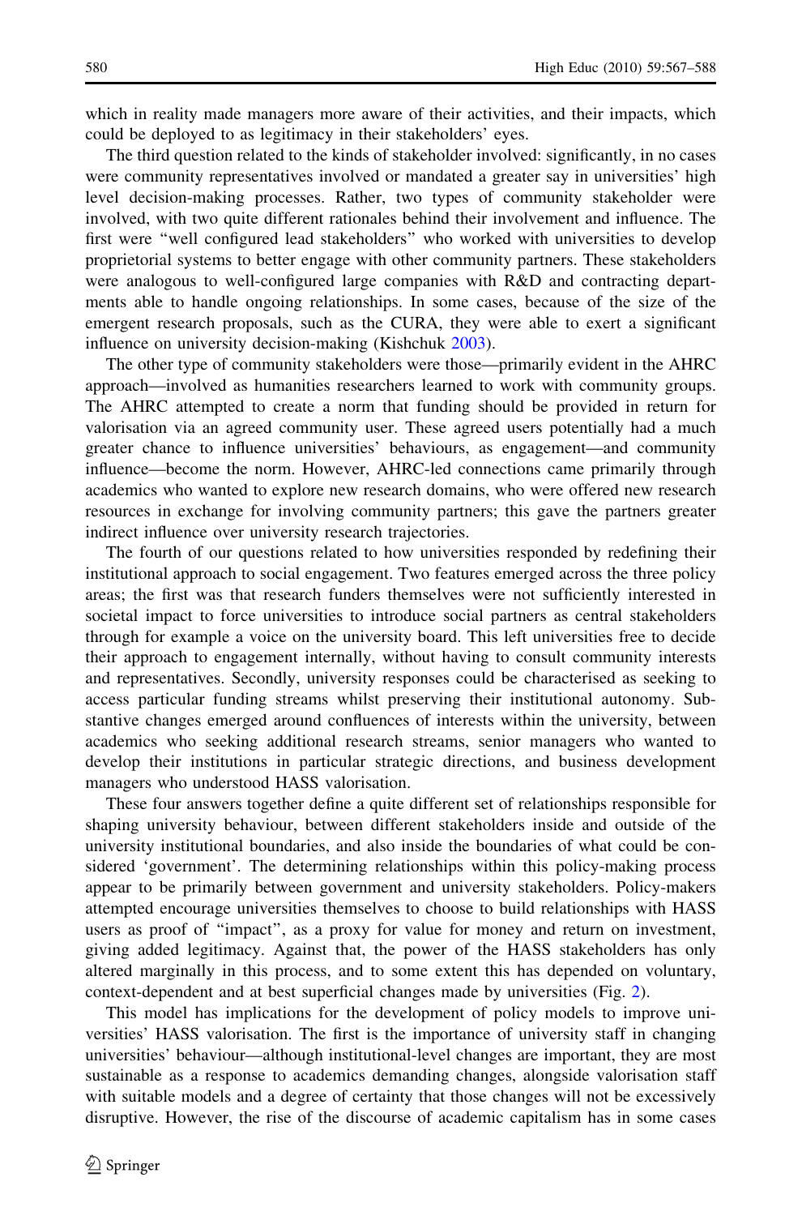which in reality made managers more aware of their activities, and their impacts, which could be deployed to as legitimacy in their stakeholders' eyes.

The third question related to the kinds of stakeholder involved: significantly, in no cases were community representatives involved or mandated a greater say in universities' high level decision-making processes. Rather, two types of community stakeholder were involved, with two quite different rationales behind their involvement and influence. The first were "well configured lead stakeholders" who worked with universities to develop proprietorial systems to better engage with other community partners. These stakeholders were analogous to well-configured large companies with R&D and contracting departments able to handle ongoing relationships. In some cases, because of the size of the emergent research proposals, such as the CURA, they were able to exert a significant influence on university decision-making (Kishchuk 2003).

The other type of community stakeholders were those—primarily evident in the AHRC approach—involved as humanities researchers learned to work with community groups. The AHRC attempted to create a norm that funding should be provided in return for valorisation via an agreed community user. These agreed users potentially had a much greater chance to influence universities' behaviours, as engagement—and community influence—become the norm. However, AHRC-led connections came primarily through academics who wanted to explore new research domains, who were offered new research resources in exchange for involving community partners; this gave the partners greater indirect influence over university research trajectories.

The fourth of our questions related to how universities responded by redefining their institutional approach to social engagement. Two features emerged across the three policy areas; the first was that research funders themselves were not sufficiently interested in societal impact to force universities to introduce social partners as central stakeholders through for example a voice on the university board. This left universities free to decide their approach to engagement internally, without having to consult community interests and representatives. Secondly, university responses could be characterised as seeking to access particular funding streams whilst preserving their institutional autonomy. Substantive changes emerged around confluences of interests within the university, between academics who seeking additional research streams, senior managers who wanted to develop their institutions in particular strategic directions, and business development managers who understood HASS valorisation.

These four answers together define a quite different set of relationships responsible for shaping university behaviour, between different stakeholders inside and outside of the university institutional boundaries, and also inside the boundaries of what could be considered 'government'. The determining relationships within this policy-making process appear to be primarily between government and university stakeholders. Policy-makers attempted encourage universities themselves to choose to build relationships with HASS users as proof of "impact", as a proxy for value for money and return on investment, giving added legitimacy. Against that, the power of the HASS stakeholders has only altered marginally in this process, and to some extent this has depended on voluntary, context-dependent and at best superficial changes made by universities (Fig. 2).

This model has implications for the development of policy models to improve universities' HASS valorisation. The first is the importance of university staff in changing universities' behaviour—although institutional-level changes are important, they are most sustainable as a response to academics demanding changes, alongside valorisation staff with suitable models and a degree of certainty that those changes will not be excessively disruptive. However, the rise of the discourse of academic capitalism has in some cases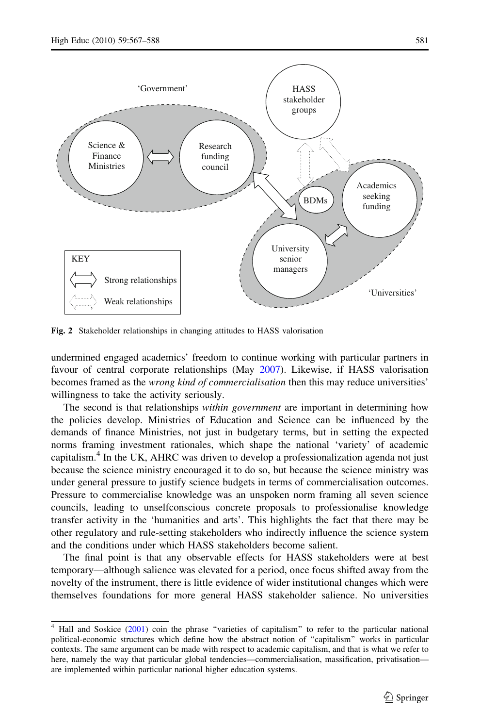Fig. 2 Stakeholder relationships in changing attitudes to HASS valorisation

undermined engaged academics' freedom to continue working with particular partners in favour of central corporate relationships (May 2007). Likewise, if HASS valorisation becomes framed as the *wrong kind of commercialisation* then this may reduce universities' willingness to take the activity seriously.

The second is that relationships *within government* are important in determining how the policies develop. Ministries of Education and Science can be influenced by the demands of finance Ministries, not just in budgetary terms, but in setting the expected norms framing investment rationales, which shape the national 'variety' of academic capitalism.[4] In the UK, AHRC was driven to develop a professionalization agenda not just because the science ministry encouraged it to do so, but because the science ministry was under general pressure to justify science budgets in terms of commercialisation outcomes. Pressure to commercialise knowledge was an unspoken norm framing all seven science councils, leading to unselfconscious concrete proposals to professionalise knowledge transfer activity in the 'humanities and arts'. This highlights the fact that there may be other regulatory and rule-setting stakeholders who indirectly influence the science system and the conditions under which HASS stakeholders become salient.

The final point is that any observable effects for HASS stakeholders were at best temporary—although salience was elevated for a period, once focus shifted away from the novelty of the instrument, there is little evidence of wider institutional changes which were themselves foundations for more general HASS stakeholder salience. No universities

[4] Hall and Soskice (2001) coin the phrase "varieties of capitalism" to refer to the particular national political-economic structures which define how the abstract notion of "capitalism" works in particular contexts. The same argument can be made with respect to academic capitalism, and that is what we refer to here, namely the way that particular global tendencies—commercialisation, massification, privatisation—are implemented within particular national higher education systems.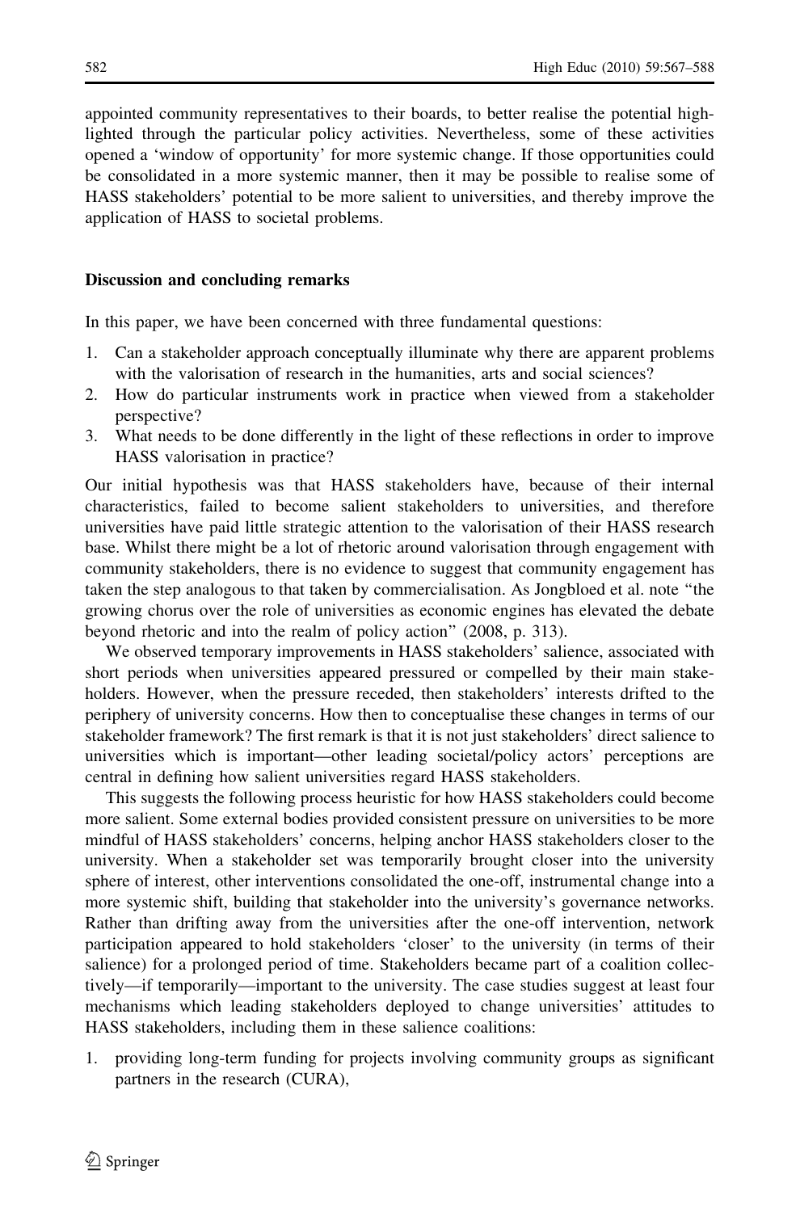appointed community representatives to their boards, to better realise the potential highlighted through the particular policy activities. Nevertheless, some of these activities opened a 'window of opportunity' for more systemic change. If those opportunities could be consolidated in a more systemic manner, then it may be possible to realise some of HASS stakeholders' potential to be more salient to universities, and thereby improve the application of HASS to societal problems.

## Discussion and concluding remarks

In this paper, we have been concerned with three fundamental questions:

1. Can a stakeholder approach conceptually illuminate why there are apparent problems with the valorisation of research in the humanities, arts and social sciences?
2. How do particular instruments work in practice when viewed from a stakeholder perspective?
3. What needs to be done differently in the light of these reflections in order to improve HASS valorisation in practice?

Our initial hypothesis was that HASS stakeholders have, because of their internal characteristics, failed to become salient stakeholders to universities, and therefore universities have paid little strategic attention to the valorisation of their HASS research base. Whilst there might be a lot of rhetoric around valorisation through engagement with community stakeholders, there is no evidence to suggest that community engagement has taken the step analogous to that taken by commercialisation. As Jongbloed et al. note "the growing chorus over the role of universities as economic engines has elevated the debate beyond rhetoric and into the realm of policy action" (2008, p. 313).

We observed temporary improvements in HASS stakeholders' salience, associated with short periods when universities appeared pressured or compelled by their main stakeholders. However, when the pressure receded, then stakeholders' interests drifted to the periphery of university concerns. How then to conceptualise these changes in terms of our stakeholder framework? The first remark is that it is not just stakeholders' direct salience to universities which is important—other leading societal/policy actors' perceptions are central in defining how salient universities regard HASS stakeholders.

This suggests the following process heuristic for how HASS stakeholders could become more salient. Some external bodies provided consistent pressure on universities to be more mindful of HASS stakeholders' concerns, helping anchor HASS stakeholders closer to the university. When a stakeholder set was temporarily brought closer into the university sphere of interest, other interventions consolidated the one-off, instrumental change into a more systemic shift, building that stakeholder into the university's governance networks. Rather than drifting away from the universities after the one-off intervention, network participation appeared to hold stakeholders 'closer' to the university (in terms of their salience) for a prolonged period of time. Stakeholders became part of a coalition collectively—if temporarily—important to the university. The case studies suggest at least four mechanisms which leading stakeholders deployed to change universities' attitudes to HASS stakeholders, including them in these salience coalitions:

1. providing long-term funding for projects involving community groups as significant partners in the research (CURA),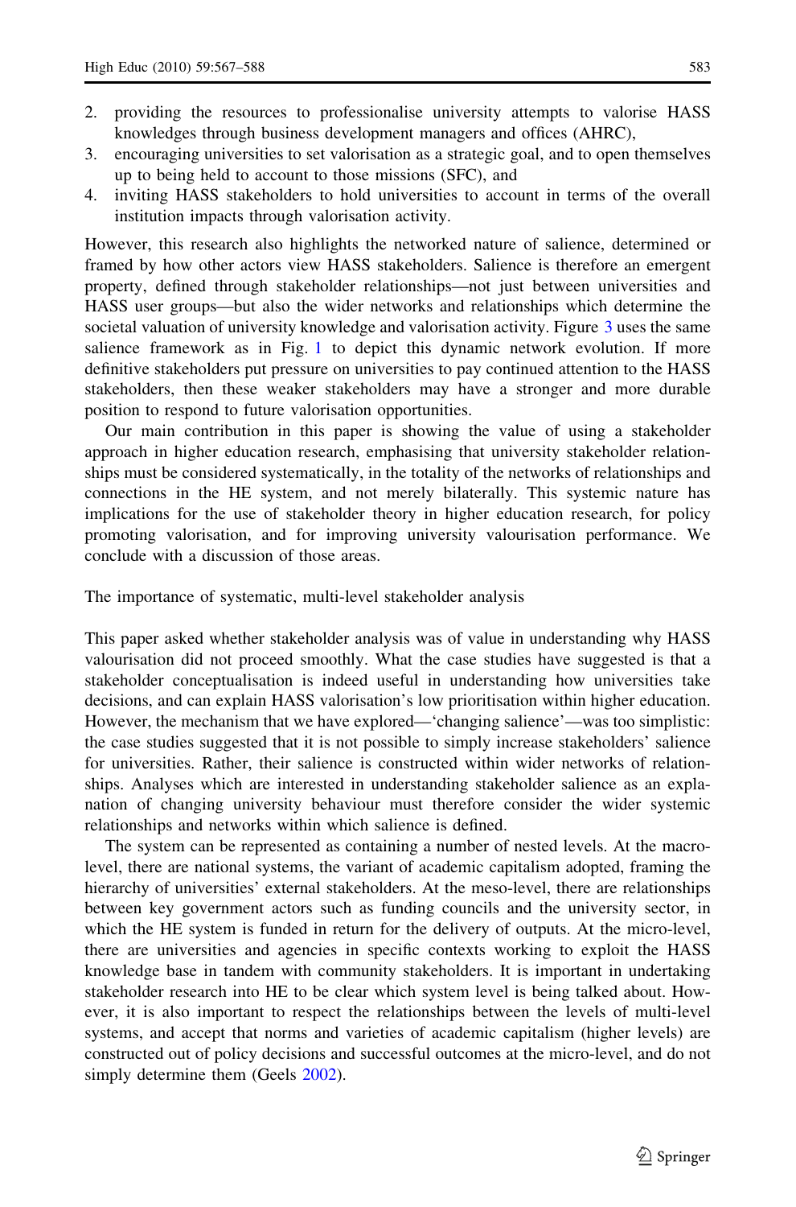2. providing the resources to professionalise university attempts to valorise HASS knowledges through business development managers and offices (AHRC),
3. encouraging universities to set valorisation as a strategic goal, and to open themselves up to being held to account to those missions (SFC), and
4. inviting HASS stakeholders to hold universities to account in terms of the overall institution impacts through valorisation activity.

However, this research also highlights the networked nature of salience, determined or framed by how other actors view HASS stakeholders. Salience is therefore an emergent property, defined through stakeholder relationships—not just between universities and HASS user groups—but also the wider networks and relationships which determine the societal valuation of university knowledge and valorisation activity. Figure 3 uses the same salience framework as in Fig. 1 to depict this dynamic network evolution. If more definitive stakeholders put pressure on universities to pay continued attention to the HASS stakeholders, then these weaker stakeholders may have a stronger and more durable position to respond to future valorisation opportunities.

Our main contribution in this paper is showing the value of using a stakeholder approach in higher education research, emphasising that university stakeholder relationships must be considered systematically, in the totality of the networks of relationships and connections in the HE system, and not merely bilaterally. This systemic nature has implications for the use of stakeholder theory in higher education research, for policy promoting valorisation, and for improving university valourisation performance. We conclude with a discussion of those areas.

## The importance of systematic, multi-level stakeholder analysis

This paper asked whether stakeholder analysis was of value in understanding why HASS valourisation did not proceed smoothly. What the case studies have suggested is that a stakeholder conceptualisation is indeed useful in understanding how universities take decisions, and can explain HASS valorisation's low prioritisation within higher education. However, the mechanism that we have explored—'changing salience'—was too simplistic: the case studies suggested that it is not possible to simply increase stakeholders' salience for universities. Rather, their salience is constructed within wider networks of relationships. Analyses which are interested in understanding stakeholder salience as an explanation of changing university behaviour must therefore consider the wider systemic relationships and networks within which salience is defined.

The system can be represented as containing a number of nested levels. At the macro-level, there are national systems, the variant of academic capitalism adopted, framing the hierarchy of universities' external stakeholders. At the meso-level, there are relationships between key government actors such as funding councils and the university sector, in which the HE system is funded in return for the delivery of outputs. At the micro-level, there are universities and agencies in specific contexts working to exploit the HASS knowledge base in tandem with community stakeholders. It is important in undertaking stakeholder research into HE to be clear which system level is being talked about. However, it is also important to respect the relationships between the levels of multi-level systems, and accept that norms and varieties of academic capitalism (higher levels) are constructed out of policy decisions and successful outcomes at the micro-level, and do not simply determine them (Geels 2002).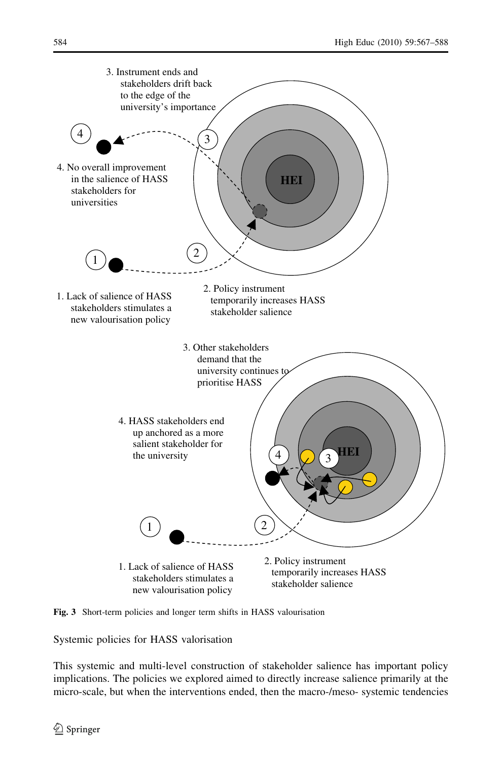3. Instrument ends and stakeholders drift back to the edge of the university's importance

4. No overall improvement in the salience of HASS stakeholders for universities

1. Lack of salience of HASS stakeholders stimulates a new valourisation policy

2. Policy instrument temporarily increases HASS stakeholder salience

3. Other stakeholders demand that the university continues to prioritise HASS

4. HASS stakeholders end up anchored as a more salient stakeholder for the university

1. Lack of salience of HASS stakeholders stimulates a new valourisation policy

2. Policy instrument temporarily increases HASS stakeholder salience

**Fig. 3** Short-term policies and longer term shifts in HASS valourisation

## Systemic policies for HASS valorisation

This systemic and multi-level construction of stakeholder salience has important policy implications. The policies we explored aimed to directly increase salience primarily at the micro-scale, but when the interventions ended, then the macro-/meso- systemic tendencies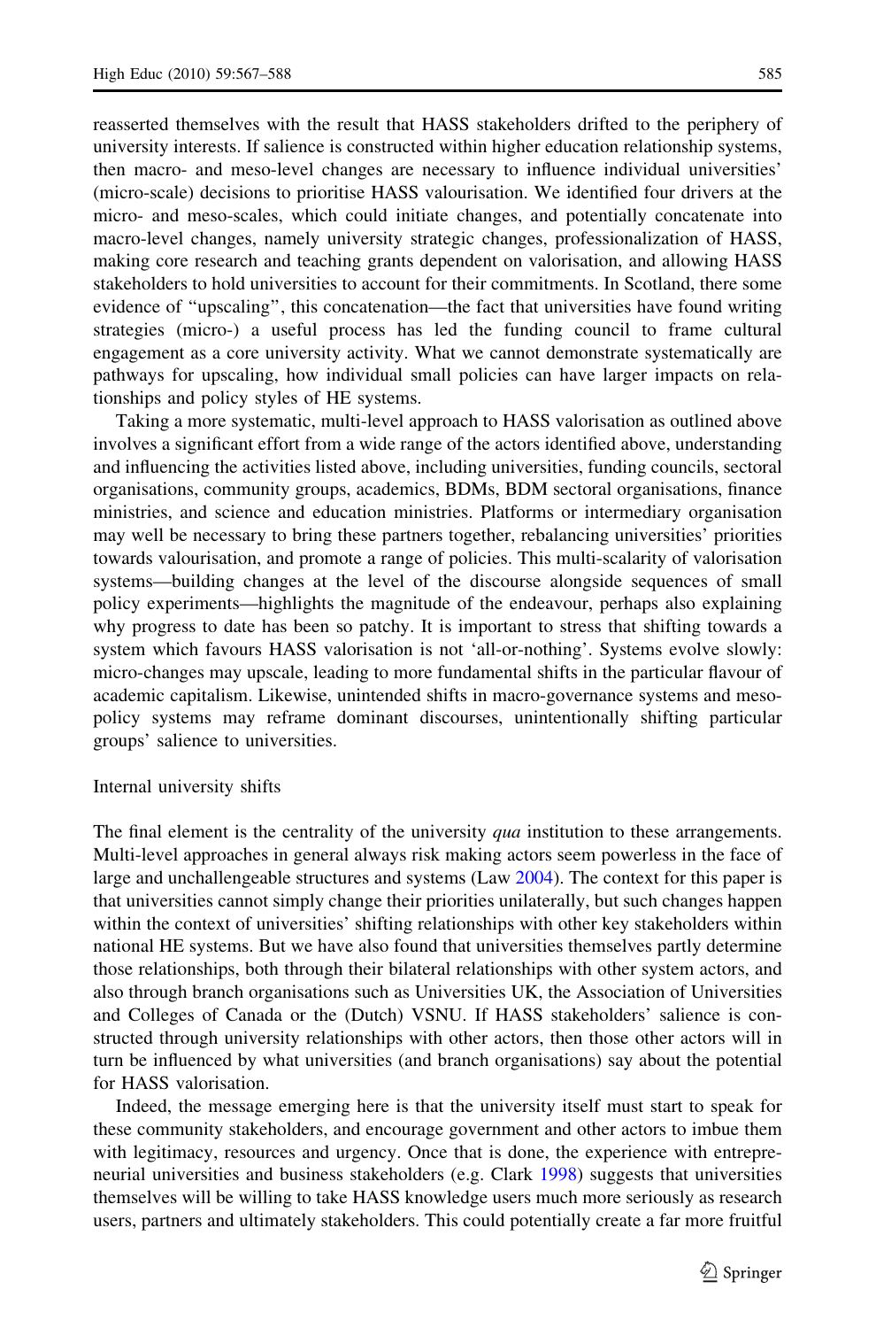reasserted themselves with the result that HASS stakeholders drifted to the periphery of university interests. If salience is constructed within higher education relationship systems, then macro- and meso-level changes are necessary to influence individual universities' (micro-scale) decisions to prioritise HASS valourisation. We identified four drivers at the micro- and meso-scales, which could initiate changes, and potentially concatenate into macro-level changes, namely university strategic changes, professionalization of HASS, making core research and teaching grants dependent on valorisation, and allowing HASS stakeholders to hold universities to account for their commitments. In Scotland, there some evidence of "upscaling", this concatenation—the fact that universities have found writing strategies (micro-) a useful process has led the funding council to frame cultural engagement as a core university activity. What we cannot demonstrate systematically are pathways for upscaling, how individual small policies can have larger impacts on relationships and policy styles of HE systems.

Taking a more systematic, multi-level approach to HASS valorisation as outlined above involves a significant effort from a wide range of the actors identified above, understanding and influencing the activities listed above, including universities, funding councils, sectoral organisations, community groups, academics, BDMs, BDM sectoral organisations, finance ministries, and science and education ministries. Platforms or intermediary organisation may well be necessary to bring these partners together, rebalancing universities' priorities towards valourisation, and promote a range of policies. This multi-scalarity of valorisation systems—building changes at the level of the discourse alongside sequences of small policy experiments—highlights the magnitude of the endeavour, perhaps also explaining why progress to date has been so patchy. It is important to stress that shifting towards a system which favours HASS valorisation is not 'all-or-nothing'. Systems evolve slowly: micro-changes may upscale, leading to more fundamental shifts in the particular flavour of academic capitalism. Likewise, unintended shifts in macro-governance systems and meso-policy systems may reframe dominant discourses, unintentionally shifting particular groups' salience to universities.

### Internal university shifts

The final element is the centrality of the university *qua* institution to these arrangements. Multi-level approaches in general always risk making actors seem powerless in the face of large and unchallengeable structures and systems (Law 2004). The context for this paper is that universities cannot simply change their priorities unilaterally, but such changes happen within the context of universities' shifting relationships with other key stakeholders within national HE systems. But we have also found that universities themselves partly determine those relationships, both through their bilateral relationships with other system actors, and also through branch organisations such as Universities UK, the Association of Universities and Colleges of Canada or the (Dutch) VSNU. If HASS stakeholders' salience is constructed through university relationships with other actors, then those other actors will in turn be influenced by what universities (and branch organisations) say about the potential for HASS valorisation.

Indeed, the message emerging here is that the university itself must start to speak for these community stakeholders, and encourage government and other actors to imbue them with legitimacy, resources and urgency. Once that is done, the experience with entrepreneurial universities and business stakeholders (e.g. Clark 1998) suggests that universities themselves will be willing to take HASS knowledge users much more seriously as research users, partners and ultimately stakeholders. This could potentially create a far more fruitful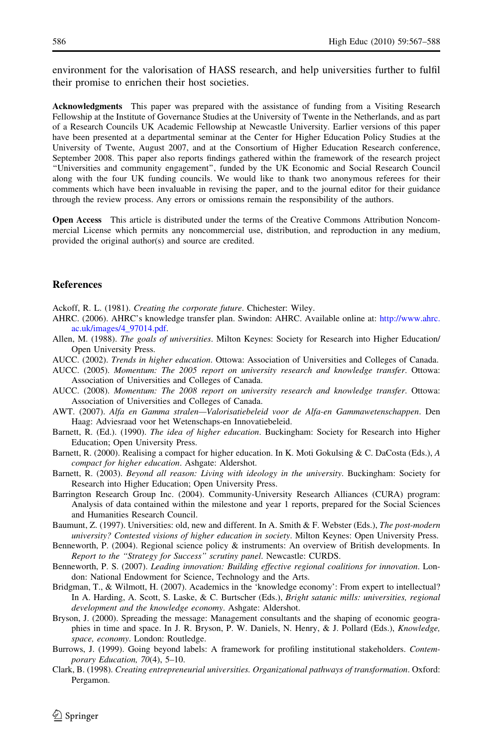environment for the valorisation of HASS research, and help universities further to fulfil their promise to enrichen their host societies.

**Acknowledgments** This paper was prepared with the assistance of funding from a Visiting Research Fellowship at the Institute of Governance Studies at the University of Twente in the Netherlands, and as part of a Research Councils UK Academic Fellowship at Newcastle University. Earlier versions of this paper have been presented at a departmental seminar at the Center for Higher Education Policy Studies at the University of Twente, August 2007, and at the Consortium of Higher Education Research conference, September 2008. This paper also reports findings gathered within the framework of the research project "Universities and community engagement", funded by the UK Economic and Social Research Council along with the four UK funding councils. We would like to thank two anonymous referees for their comments which have been invaluable in revising the paper, and to the journal editor for their guidance through the review process. Any errors or omissions remain the responsibility of the authors.

**Open Access** This article is distributed under the terms of the Creative Commons Attribution Noncommercial License which permits any noncommercial use, distribution, and reproduction in any medium, provided the original author(s) and source are credited.

## References

Ackoff, R. L. (1981). *Creating the corporate future*. Chichester: Wiley.

AHRC. (2006). AHRC's knowledge transfer plan. Swindon: AHRC. Available online at: http://www.ahrc.ac.uk/images/4_97014.pdf.

Allen, M. (1988). *The goals of universities*. Milton Keynes: Society for Research into Higher Education/Open University Press.

AUCC. (2002). *Trends in higher education*. Ottowa: Association of Universities and Colleges of Canada.

AUCC. (2005). *Momentum: The 2005 report on university research and knowledge transfer*. Ottowa: Association of Universities and Colleges of Canada.

AUCC. (2008). *Momentum: The 2008 report on university research and knowledge transfer*. Ottowa: Association of Universities and Colleges of Canada.

AWT. (2007). *Alfa en Gamma stralen—Valorisatiebeleid voor de Alfa-en Gammawetenschappen*. Den Haag: Adviesraad voor het Wetenschaps-en Innovatiebeleid.

Barnett, R. (Ed.). (1990). *The idea of higher education*. Buckingham: Society for Research into Higher Education; Open University Press.

Barnett, R. (2000). Realising a compact for higher education. In K. Moti Gokulsing & C. DaCosta (Eds.), *A compact for higher education*. Ashgate: Aldershot.

Barnett, R. (2003). *Beyond all reason: Living with ideology in the university*. Buckingham: Society for Research into Higher Education; Open University Press.

Barrington Research Group Inc. (2004). Community-University Research Alliances (CURA) program: Analysis of data contained within the milestone and year 1 reports, prepared for the Social Sciences and Humanities Research Council.

Baumunt, Z. (1997). Universities: old, new and different. In A. Smith & F. Webster (Eds.), *The post-modern university? Contested visions of higher education in society*. Milton Keynes: Open University Press.

Benneworth, P. (2004). Regional science policy & instruments: An overview of British developments. In *Report to the "Strategy for Success" scrutiny panel*. Newcastle: CURDS.

Benneworth, P. S. (2007). *Leading innovation: Building effective regional coalitions for innovation*. London: National Endowment for Science, Technology and the Arts.

Bridgman, T., & Wilmott, H. (2007). Academics in the 'knowledge economy': From expert to intellectual? In A. Harding, A. Scott, S. Laske, & C. Burtscher (Eds.), *Bright satanic mills: universities, regional development and the knowledge economy*. Ashgate: Aldershot.

Bryson, J. (2000). Spreading the message: Management consultants and the shaping of economic geographies in time and space. In J. R. Bryson, P. W. Daniels, N. Henry, & J. Pollard (Eds.), *Knowledge, space, economy*. London: Routledge.

Burrows, J. (1999). Going beyond labels: A framework for profiling institutional stakeholders. *Contemporary Education, 70*(4), 5–10.

Clark, B. (1998). *Creating entrepreneurial universities. Organizational pathways of transformation*. Oxford: Pergamon.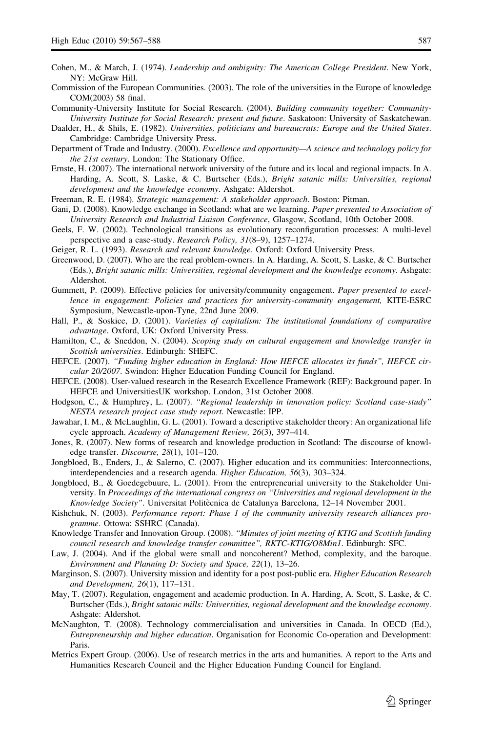Cohen, M., & March, J. (1974). *Leadership and ambiguity: The American College President*. New York, NY: McGraw Hill.

Commission of the European Communities. (2003). The role of the universities in the Europe of knowledge COM(2003) 58 final.

Community-University Institute for Social Research. (2004). *Building community together: Community-University Institute for Social Research: present and future*. Saskatoon: University of Saskatchewan.

Daalder, H., & Shils, E. (1982). *Universities, politicians and bureaucrats: Europe and the United States*. Cambridge: Cambridge University Press.

Department of Trade and Industry. (2000). *Excellence and opportunity—A science and technology policy for the 21st century*. London: The Stationary Office.

Ernste, H. (2007). The international network university of the future and its local and regional impacts. In A. Harding, A. Scott, S. Laske, & C. Burtscher (Eds.), *Bright satanic mills: Universities, regional development and the knowledge economy*. Ashgate: Aldershot.

Freeman, R. E. (1984). *Strategic management: A stakeholder approach*. Boston: Pitman.

Gani, D. (2008). Knowledge exchange in Scotland: what are we learning. *Paper presented to Association of University Research and Industrial Liaison Conference*, Glasgow, Scotland, 10th October 2008.

Geels, F. W. (2002). Technological transitions as evolutionary reconfiguration processes: A multi-level perspective and a case-study. *Research Policy, 31*(8–9), 1257–1274.

Geiger, R. L. (1993). *Research and relevant knowledge*. Oxford: Oxford University Press.

Greenwood, D. (2007). Who are the real problem-owners. In A. Harding, A. Scott, S. Laske, & C. Burtscher (Eds.), *Bright satanic mills: Universities, regional development and the knowledge economy*. Ashgate: Aldershot.

Gummett, P. (2009). Effective policies for university/community engagement. *Paper presented to excellence in engagement: Policies and practices for university-community engagement,* KITE-ESRC Symposium, Newcastle-upon-Tyne, 22nd June 2009.

Hall, P., & Soskice, D. (2001). *Varieties of capitalism: The institutional foundations of comparative advantage*. Oxford, UK: Oxford University Press.

Hamilton, C., & Sneddon, N. (2004). *Scoping study on cultural engagement and knowledge transfer in Scottish universities*. Edinburgh: SHEFC.

HEFCE. (2007). *"Funding higher education in England: How HEFCE allocates its funds", HEFCE circular 20/2007*. Swindon: Higher Education Funding Council for England.

HEFCE. (2008). User-valued research in the Research Excellence Framework (REF): Background paper. In HEFCE and UniversitiesUK workshop. London, 31st October 2008.

Hodgson, C., & Humphrey, L. (2007). *"Regional leadership in innovation policy: Scotland case-study" NESTA research project case study report*. Newcastle: IPP.

Jawahar, I. M., & McLaughlin, G. L. (2001). Toward a descriptive stakeholder theory: An organizational life cycle approach. *Academy of Management Review, 26*(3), 397–414.

Jones, R. (2007). New forms of research and knowledge production in Scotland: The discourse of knowledge transfer. *Discourse, 28*(1), 101–120.

Jongbloed, B., Enders, J., & Salerno, C. (2007). Higher education and its communities: Interconnections, interdependencies and a research agenda. *Higher Education, 56*(3), 303–324.

Jongbloed, B., & Goedegebuure, L. (2001). From the entrepreneurial university to the Stakeholder University. In *Proceedings of the international congress on "Universities and regional development in the Knowledge Society"*. Universitat Politècnica de Catalunya Barcelona, 12–14 November 2001.

Kishchuk, N. (2003). *Performance report: Phase 1 of the community university research alliances programme*. Ottowa: SSHRC (Canada).

Knowledge Transfer and Innovation Group. (2008). *"Minutes of joint meeting of KTIG and Scottish funding council research and knowledge transfer committee", RKTC-KTIG/O8Min1*. Edinburgh: SFC.

Law, J. (2004). And if the global were small and noncoherent? Method, complexity, and the baroque. *Environment and Planning D: Society and Space, 22*(1), 13–26.

Marginson, S. (2007). University mission and identity for a post post-public era. *Higher Education Research and Development, 26*(1), 117–131.

May, T. (2007). Regulation, engagement and academic production. In A. Harding, A. Scott, S. Laske, & C. Burtscher (Eds.), *Bright satanic mills: Universities, regional development and the knowledge economy*. Ashgate: Aldershot.

McNaughton, T. (2008). Technology commercialisation and universities in Canada. In OECD (Ed.), *Entrepreneurship and higher education*. Organisation for Economic Co-operation and Development: Paris.

Metrics Expert Group. (2006). Use of research metrics in the arts and humanities. A report to the Arts and Humanities Research Council and the Higher Education Funding Council for England.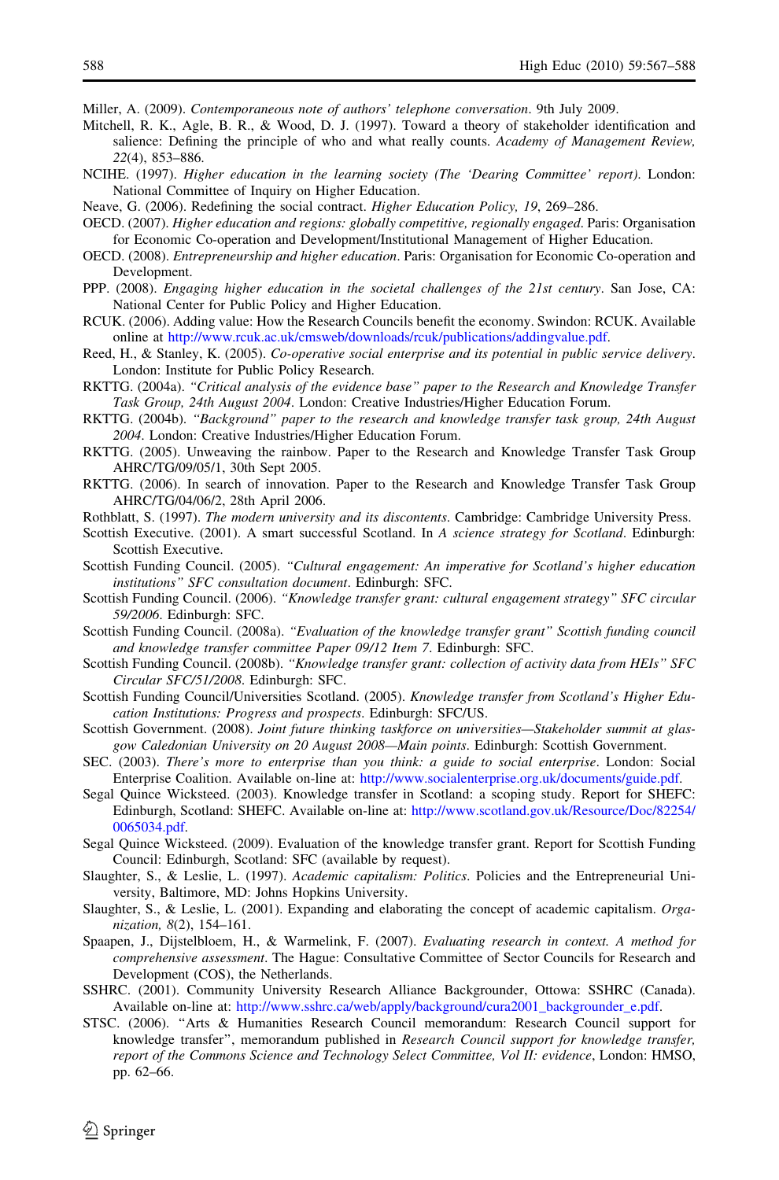Miller, A. (2009). *Contemporaneous note of authors' telephone conversation*. 9th July 2009.

Mitchell, R. K., Agle, B. R., & Wood, D. J. (1997). Toward a theory of stakeholder identification and salience: Defining the principle of who and what really counts. *Academy of Management Review, 22*(4), 853–886.

NCIHE. (1997). *Higher education in the learning society (The 'Dearing Committee' report)*. London: National Committee of Inquiry on Higher Education.

Neave, G. (2006). Redefining the social contract. *Higher Education Policy, 19*, 269–286.

OECD. (2007). *Higher education and regions: globally competitive, regionally engaged*. Paris: Organisation for Economic Co-operation and Development/Institutional Management of Higher Education.

OECD. (2008). *Entrepreneurship and higher education*. Paris: Organisation for Economic Co-operation and Development.

PPP. (2008). *Engaging higher education in the societal challenges of the 21st century*. San Jose, CA: National Center for Public Policy and Higher Education.

RCUK. (2006). Adding value: How the Research Councils benefit the economy. Swindon: RCUK. Available online at http://www.rcuk.ac.uk/cmsweb/downloads/rcuk/publications/addingvalue.pdf.

Reed, H., & Stanley, K. (2005). *Co-operative social enterprise and its potential in public service delivery*. London: Institute for Public Policy Research.

RKTTG. (2004a). *"Critical analysis of the evidence base" paper to the Research and Knowledge Transfer Task Group, 24th August 2004*. London: Creative Industries/Higher Education Forum.

RKTTG. (2004b). *"Background" paper to the research and knowledge transfer task group, 24th August 2004*. London: Creative Industries/Higher Education Forum.

RKTTG. (2005). Unweaving the rainbow. Paper to the Research and Knowledge Transfer Task Group AHRC/TG/09/05/1, 30th Sept 2005.

RKTTG. (2006). In search of innovation. Paper to the Research and Knowledge Transfer Task Group AHRC/TG/04/06/2, 28th April 2006.

Rothblatt, S. (1997). *The modern university and its discontents*. Cambridge: Cambridge University Press.

Scottish Executive. (2001). A smart successful Scotland. In *A science strategy for Scotland*. Edinburgh: Scottish Executive.

Scottish Funding Council. (2005). *"Cultural engagement: An imperative for Scotland's higher education institutions" SFC consultation document*. Edinburgh: SFC.

Scottish Funding Council. (2006). *"Knowledge transfer grant: cultural engagement strategy" SFC circular 59/2006*. Edinburgh: SFC.

Scottish Funding Council. (2008a). *"Evaluation of the knowledge transfer grant" Scottish funding council and knowledge transfer committee Paper 09/12 Item 7*. Edinburgh: SFC.

Scottish Funding Council. (2008b). *"Knowledge transfer grant: collection of activity data from HEIs" SFC Circular SFC/51/2008*. Edinburgh: SFC.

Scottish Funding Council/Universities Scotland. (2005). *Knowledge transfer from Scotland's Higher Education Institutions: Progress and prospects*. Edinburgh: SFC/US.

Scottish Government. (2008). *Joint future thinking taskforce on universities—Stakeholder summit at glasgow Caledonian University on 20 August 2008—Main points*. Edinburgh: Scottish Government.

SEC. (2003). *There's more to enterprise than you think: a guide to social enterprise*. London: Social Enterprise Coalition. Available on-line at: http://www.socialenterprise.org.uk/documents/guide.pdf.

Segal Quince Wicksteed. (2003). Knowledge transfer in Scotland: a scoping study. Report for SHEFC: Edinburgh, Scotland: SHEFC. Available on-line at: http://www.scotland.gov.uk/Resource/Doc/82254/0065034.pdf.

Segal Quince Wicksteed. (2009). Evaluation of the knowledge transfer grant. Report for Scottish Funding Council: Edinburgh, Scotland: SFC (available by request).

Slaughter, S., & Leslie, L. (1997). *Academic capitalism: Politics*. Policies and the Entrepreneurial University, Baltimore, MD: Johns Hopkins University.

Slaughter, S., & Leslie, L. (2001). Expanding and elaborating the concept of academic capitalism. *Organization, 8*(2), 154–161.

Spaapen, J., Dijstelbloem, H., & Warmelink, F. (2007). *Evaluating research in context. A method for comprehensive assessment*. The Hague: Consultative Committee of Sector Councils for Research and Development (COS), the Netherlands.

SSHRC. (2001). Community University Research Alliance Backgrounder, Ottowa: SSHRC (Canada). Available on-line at: http://www.sshrc.ca/web/apply/background/cura2001_backgrounder_e.pdf.

STSC. (2006). "Arts & Humanities Research Council memorandum: Research Council support for knowledge transfer", memorandum published in *Research Council support for knowledge transfer, report of the Commons Science and Technology Select Committee, Vol II: evidence*, London: HMSO, pp. 62–66.